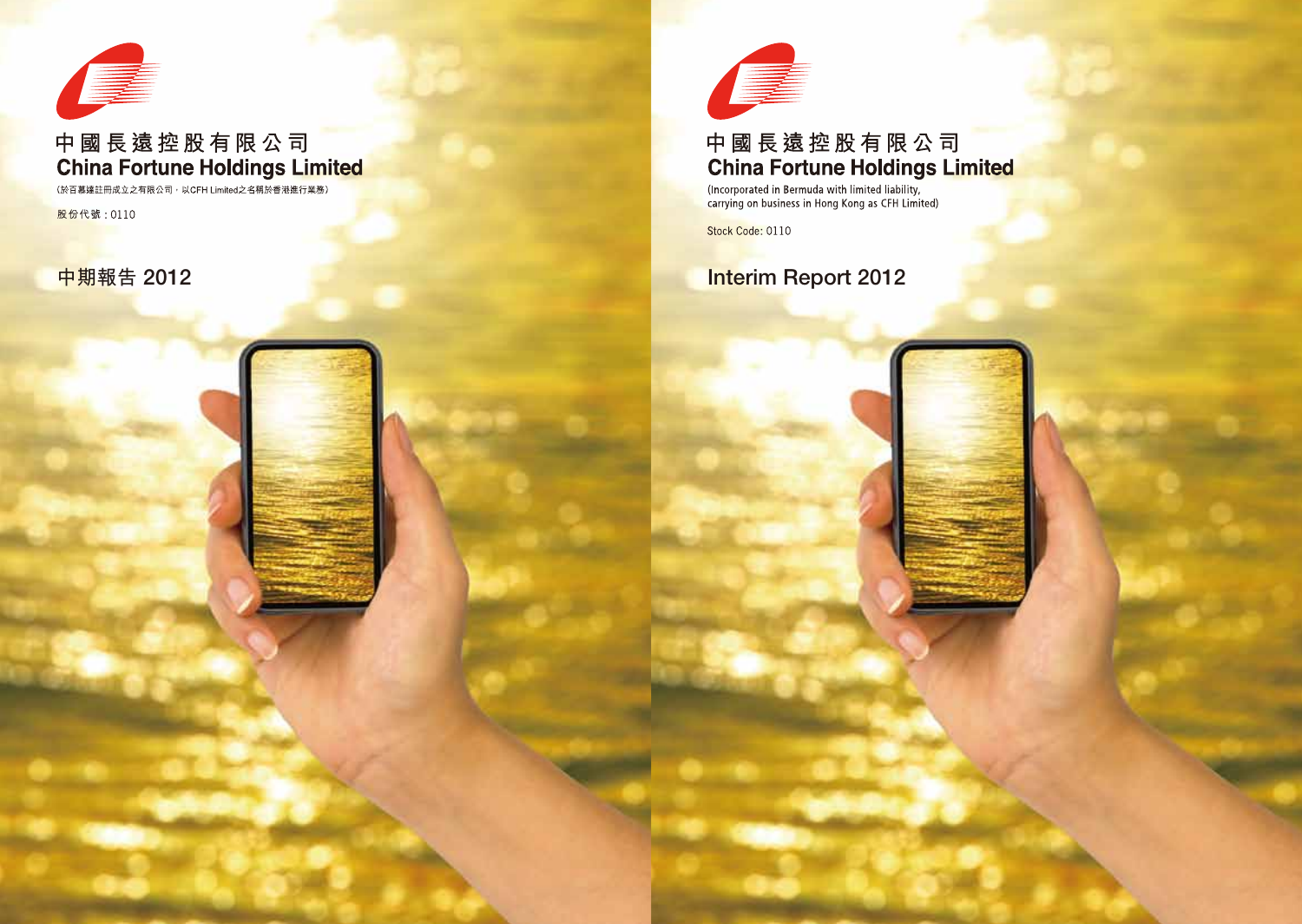中國長遠控股有限公司
# China Fortune Holdings Limited

(於百慕達註冊成立之有限公司，以CFH Limited之名稱於香港進行業務)

股份代號：0110

## 中期報告 2012

中國長遠控股有限公司
# China Fortune Holdings Limited

(Incorporated in Bermuda with limited liability, carrying on business in Hong Kong as CFH Limited)

Stock Code: 0110

## Interim Report 2012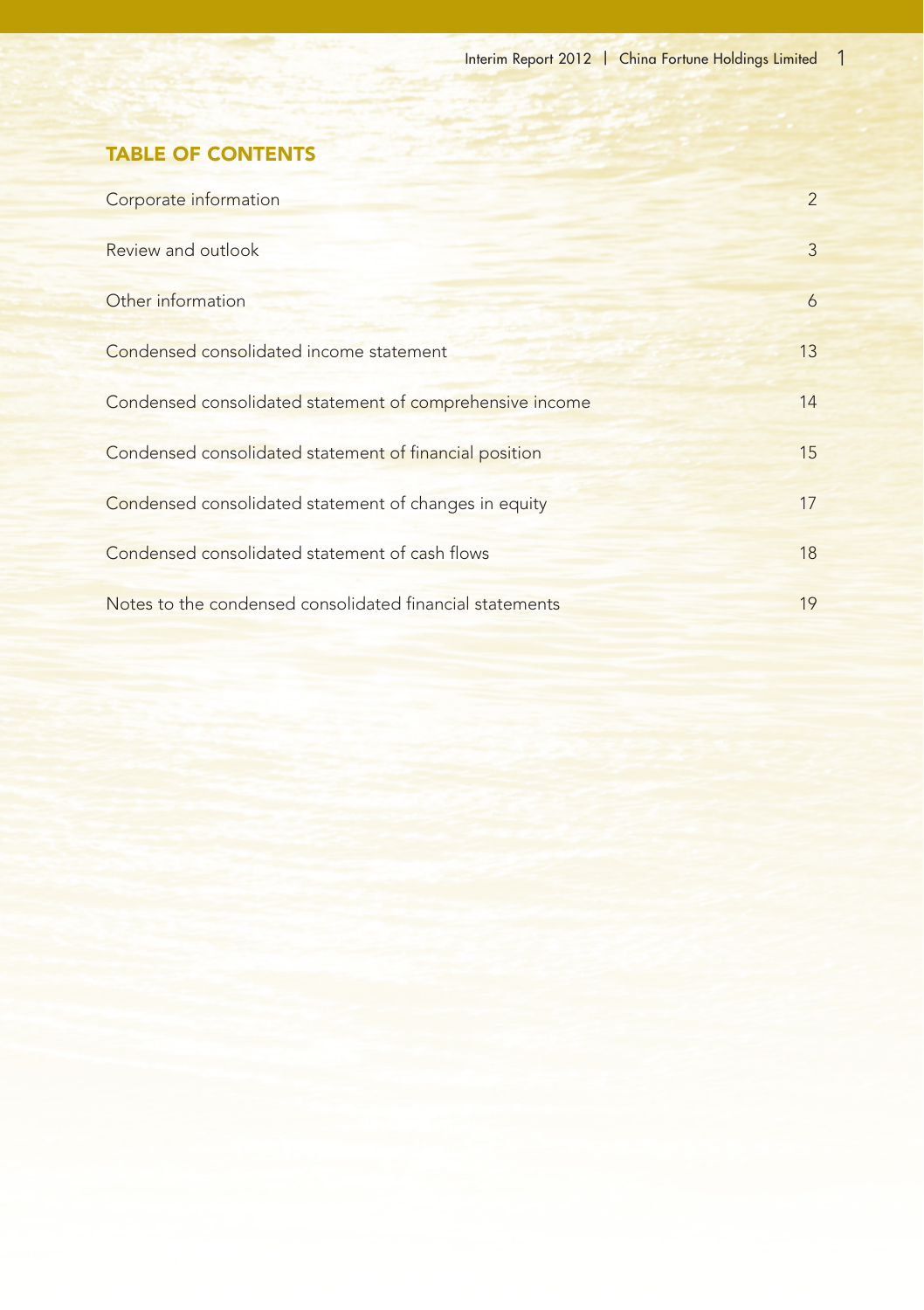## TABLE OF CONTENTS

| | |
|---|---|
| Corporate information | 2 |
| Review and outlook | 3 |
| Other information | 6 |
| Condensed consolidated income statement | 13 |
| Condensed consolidated statement of comprehensive income | 14 |
| Condensed consolidated statement of financial position | 15 |
| Condensed consolidated statement of changes in equity | 17 |
| Condensed consolidated statement of cash flows | 18 |
| Notes to the condensed consolidated financial statements | 19 |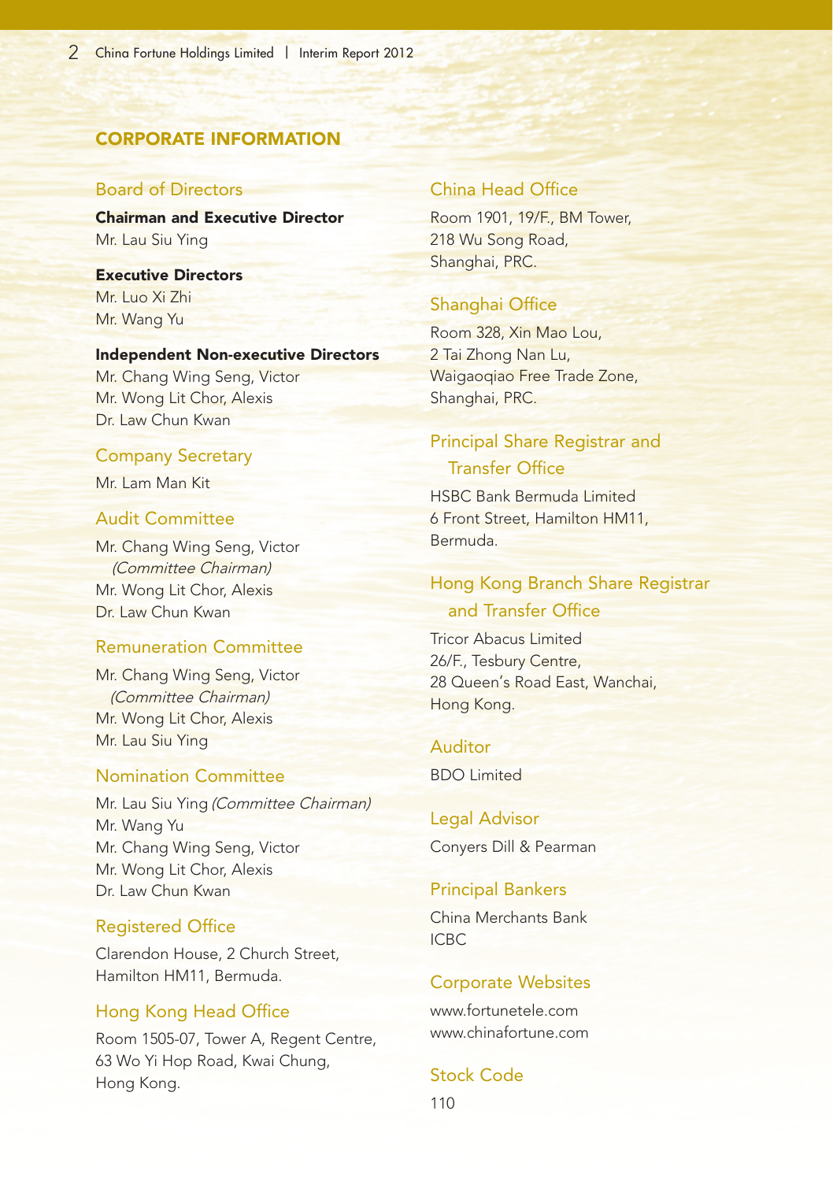# CORPORATE INFORMATION

## Board of Directors

**Chairman and Executive Director**
Mr. Lau Siu Ying

**Executive Directors**
Mr. Luo Xi Zhi
Mr. Wang Yu

**Independent Non-executive Directors**
Mr. Chang Wing Seng, Victor
Mr. Wong Lit Chor, Alexis
Dr. Law Chun Kwan

## Company Secretary

Mr. Lam Man Kit

## Audit Committee

Mr. Chang Wing Seng, Victor
*(Committee Chairman)*
Mr. Wong Lit Chor, Alexis
Dr. Law Chun Kwan

## Remuneration Committee

Mr. Chang Wing Seng, Victor
*(Committee Chairman)*
Mr. Wong Lit Chor, Alexis
Mr. Lau Siu Ying

## Nomination Committee

Mr. Lau Siu Ying *(Committee Chairman)*
Mr. Wang Yu
Mr. Chang Wing Seng, Victor
Mr. Wong Lit Chor, Alexis
Dr. Law Chun Kwan

## Registered Office

Clarendon House, 2 Church Street,
Hamilton HM11, Bermuda.

## Hong Kong Head Office

Room 1505-07, Tower A, Regent Centre,
63 Wo Yi Hop Road, Kwai Chung,
Hong Kong.

## China Head Office

Room 1901, 19/F., BM Tower,
218 Wu Song Road,
Shanghai, PRC.

## Shanghai Office

Room 328, Xin Mao Lou,
2 Tai Zhong Nan Lu,
Waigaoqiao Free Trade Zone,
Shanghai, PRC.

## Principal Share Registrar and Transfer Office

HSBC Bank Bermuda Limited
6 Front Street, Hamilton HM11,
Bermuda.

## Hong Kong Branch Share Registrar and Transfer Office

Tricor Abacus Limited
26/F., Tesbury Centre,
28 Queen's Road East, Wanchai,
Hong Kong.

## Auditor

BDO Limited

## Legal Advisor

Conyers Dill & Pearman

## Principal Bankers

China Merchants Bank
ICBC

## Corporate Websites

www.fortunetele.com
www.chinafortune.com

## Stock Code

110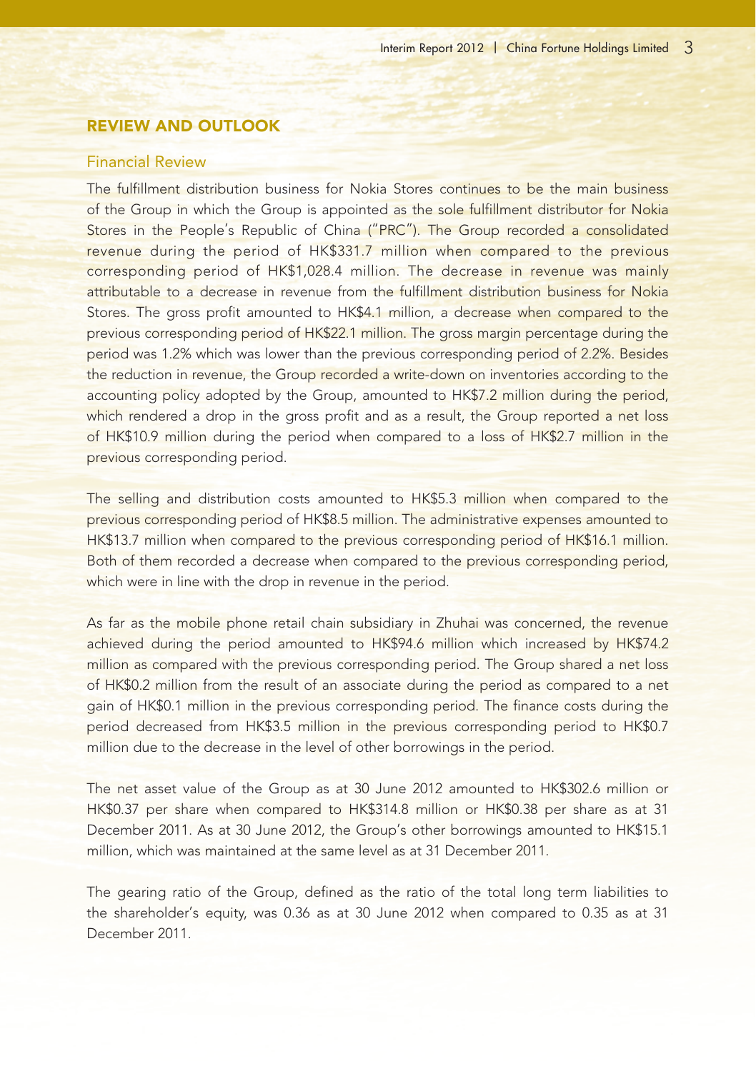## REVIEW AND OUTLOOK

### Financial Review

The fulfillment distribution business for Nokia Stores continues to be the main business of the Group in which the Group is appointed as the sole fulfillment distributor for Nokia Stores in the People's Republic of China ("PRC"). The Group recorded a consolidated revenue during the period of HK$331.7 million when compared to the previous corresponding period of HK$1,028.4 million. The decrease in revenue was mainly attributable to a decrease in revenue from the fulfillment distribution business for Nokia Stores. The gross profit amounted to HK$4.1 million, a decrease when compared to the previous corresponding period of HK$22.1 million. The gross margin percentage during the period was 1.2% which was lower than the previous corresponding period of 2.2%. Besides the reduction in revenue, the Group recorded a write-down on inventories according to the accounting policy adopted by the Group, amounted to HK$7.2 million during the period, which rendered a drop in the gross profit and as a result, the Group reported a net loss of HK$10.9 million during the period when compared to a loss of HK$2.7 million in the previous corresponding period.

The selling and distribution costs amounted to HK$5.3 million when compared to the previous corresponding period of HK$8.5 million. The administrative expenses amounted to HK$13.7 million when compared to the previous corresponding period of HK$16.1 million. Both of them recorded a decrease when compared to the previous corresponding period, which were in line with the drop in revenue in the period.

As far as the mobile phone retail chain subsidiary in Zhuhai was concerned, the revenue achieved during the period amounted to HK$94.6 million which increased by HK$74.2 million as compared with the previous corresponding period. The Group shared a net loss of HK$0.2 million from the result of an associate during the period as compared to a net gain of HK$0.1 million in the previous corresponding period. The finance costs during the period decreased from HK$3.5 million in the previous corresponding period to HK$0.7 million due to the decrease in the level of other borrowings in the period.

The net asset value of the Group as at 30 June 2012 amounted to HK$302.6 million or HK$0.37 per share when compared to HK$314.8 million or HK$0.38 per share as at 31 December 2011. As at 30 June 2012, the Group's other borrowings amounted to HK$15.1 million, which was maintained at the same level as at 31 December 2011.

The gearing ratio of the Group, defined as the ratio of the total long term liabilities to the shareholder's equity, was 0.36 as at 30 June 2012 when compared to 0.35 as at 31 December 2011.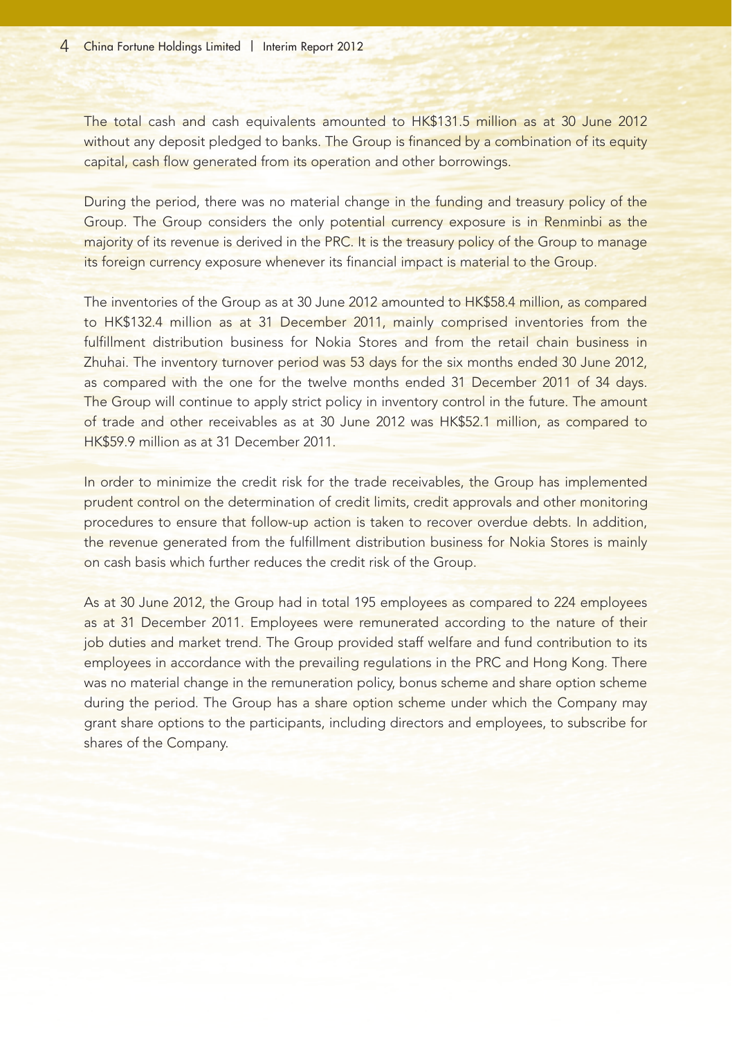The total cash and cash equivalents amounted to HK$131.5 million as at 30 June 2012 without any deposit pledged to banks. The Group is financed by a combination of its equity capital, cash flow generated from its operation and other borrowings.

During the period, there was no material change in the funding and treasury policy of the Group. The Group considers the only potential currency exposure is in Renminbi as the majority of its revenue is derived in the PRC. It is the treasury policy of the Group to manage its foreign currency exposure whenever its financial impact is material to the Group.

The inventories of the Group as at 30 June 2012 amounted to HK$58.4 million, as compared to HK$132.4 million as at 31 December 2011, mainly comprised inventories from the fulfillment distribution business for Nokia Stores and from the retail chain business in Zhuhai. The inventory turnover period was 53 days for the six months ended 30 June 2012, as compared with the one for the twelve months ended 31 December 2011 of 34 days. The Group will continue to apply strict policy in inventory control in the future. The amount of trade and other receivables as at 30 June 2012 was HK$52.1 million, as compared to HK$59.9 million as at 31 December 2011.

In order to minimize the credit risk for the trade receivables, the Group has implemented prudent control on the determination of credit limits, credit approvals and other monitoring procedures to ensure that follow-up action is taken to recover overdue debts. In addition, the revenue generated from the fulfillment distribution business for Nokia Stores is mainly on cash basis which further reduces the credit risk of the Group.

As at 30 June 2012, the Group had in total 195 employees as compared to 224 employees as at 31 December 2011. Employees were remunerated according to the nature of their job duties and market trend. The Group provided staff welfare and fund contribution to its employees in accordance with the prevailing regulations in the PRC and Hong Kong. There was no material change in the remuneration policy, bonus scheme and share option scheme during the period. The Group has a share option scheme under which the Company may grant share options to the participants, including directors and employees, to subscribe for shares of the Company.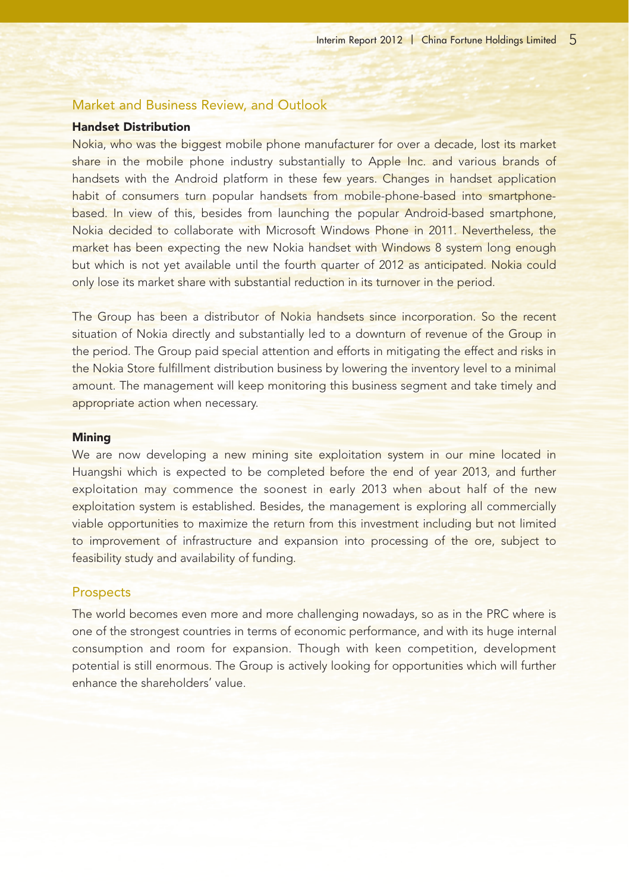## Market and Business Review, and Outlook

### Handset Distribution

Nokia, who was the biggest mobile phone manufacturer for over a decade, lost its market share in the mobile phone industry substantially to Apple Inc. and various brands of handsets with the Android platform in these few years. Changes in handset application habit of consumers turn popular handsets from mobile-phone-based into smartphone-based. In view of this, besides from launching the popular Android-based smartphone, Nokia decided to collaborate with Microsoft Windows Phone in 2011. Nevertheless, the market has been expecting the new Nokia handset with Windows 8 system long enough but which is not yet available until the fourth quarter of 2012 as anticipated. Nokia could only lose its market share with substantial reduction in its turnover in the period.

The Group has been a distributor of Nokia handsets since incorporation. So the recent situation of Nokia directly and substantially led to a downturn of revenue of the Group in the period. The Group paid special attention and efforts in mitigating the effect and risks in the Nokia Store fulfillment distribution business by lowering the inventory level to a minimal amount. The management will keep monitoring this business segment and take timely and appropriate action when necessary.

### Mining

We are now developing a new mining site exploitation system in our mine located in Huangshi which is expected to be completed before the end of year 2013, and further exploitation may commence the soonest in early 2013 when about half of the new exploitation system is established. Besides, the management is exploring all commercially viable opportunities to maximize the return from this investment including but not limited to improvement of infrastructure and expansion into processing of the ore, subject to feasibility study and availability of funding.

## Prospects

The world becomes even more and more challenging nowadays, so as in the PRC where is one of the strongest countries in terms of economic performance, and with its huge internal consumption and room for expansion. Though with keen competition, development potential is still enormous. The Group is actively looking for opportunities which will further enhance the shareholders' value.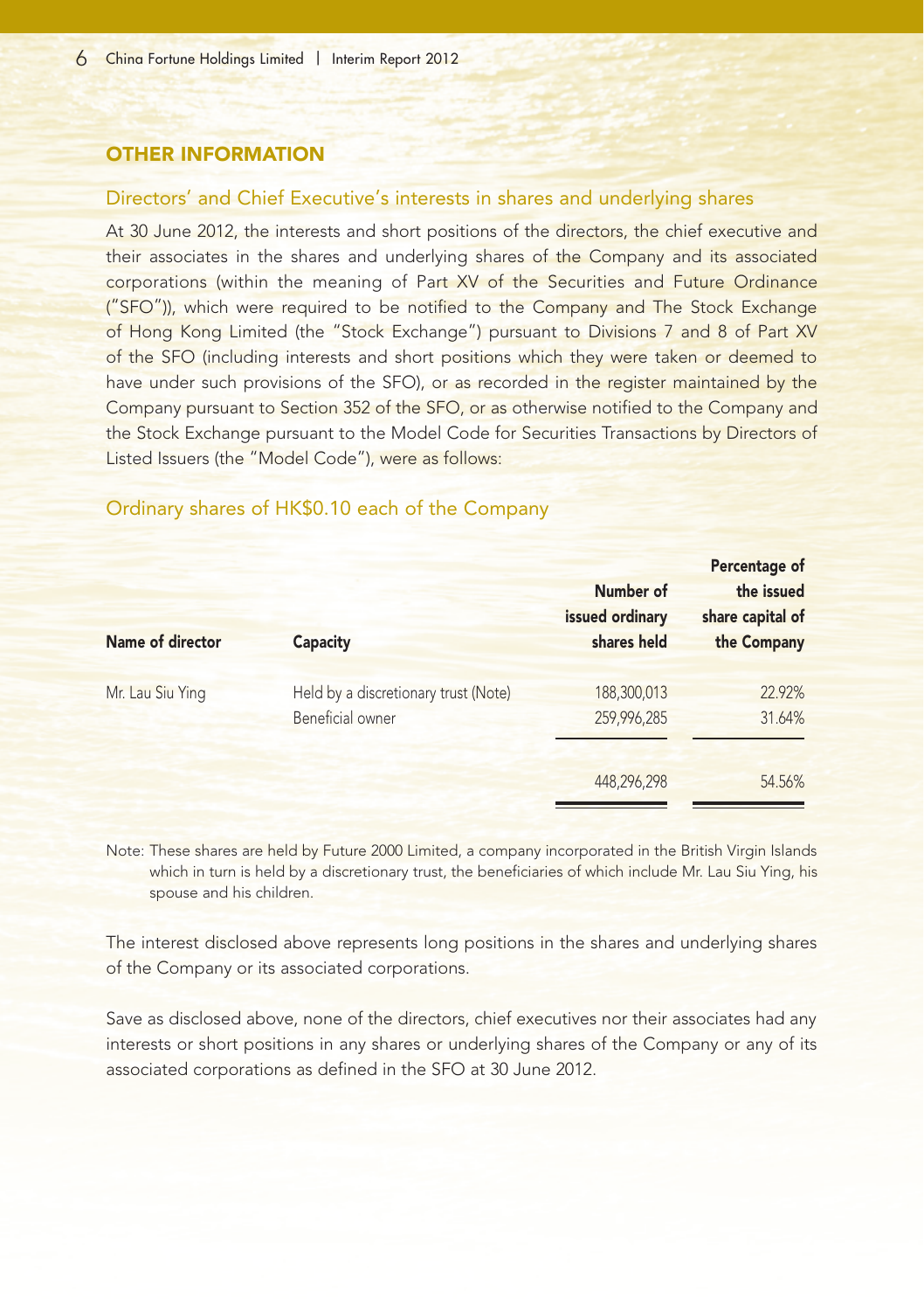## OTHER INFORMATION

### Directors' and Chief Executive's interests in shares and underlying shares

At 30 June 2012, the interests and short positions of the directors, the chief executive and their associates in the shares and underlying shares of the Company and its associated corporations (within the meaning of Part XV of the Securities and Future Ordinance ("SFO")), which were required to be notified to the Company and The Stock Exchange of Hong Kong Limited (the "Stock Exchange") pursuant to Divisions 7 and 8 of Part XV of the SFO (including interests and short positions which they were taken or deemed to have under such provisions of the SFO), or as recorded in the register maintained by the Company pursuant to Section 352 of the SFO, or as otherwise notified to the Company and the Stock Exchange pursuant to the Model Code for Securities Transactions by Directors of Listed Issuers (the "Model Code"), were as follows:

### Ordinary shares of HK$0.10 each of the Company

| Name of director | Capacity | Number of issued ordinary shares held | Percentage of the issued share capital of the Company |
|---|---|---|---|
| Mr. Lau Siu Ying | Held by a discretionary trust (Note) | 188,300,013 | 22.92% |
| | Beneficial owner | 259,996,285 | 31.64% |
| | | 448,296,298 | 54.56% |

Note: These shares are held by Future 2000 Limited, a company incorporated in the British Virgin Islands which in turn is held by a discretionary trust, the beneficiaries of which include Mr. Lau Siu Ying, his spouse and his children.

The interest disclosed above represents long positions in the shares and underlying shares of the Company or its associated corporations.

Save as disclosed above, none of the directors, chief executives nor their associates had any interests or short positions in any shares or underlying shares of the Company or any of its associated corporations as defined in the SFO at 30 June 2012.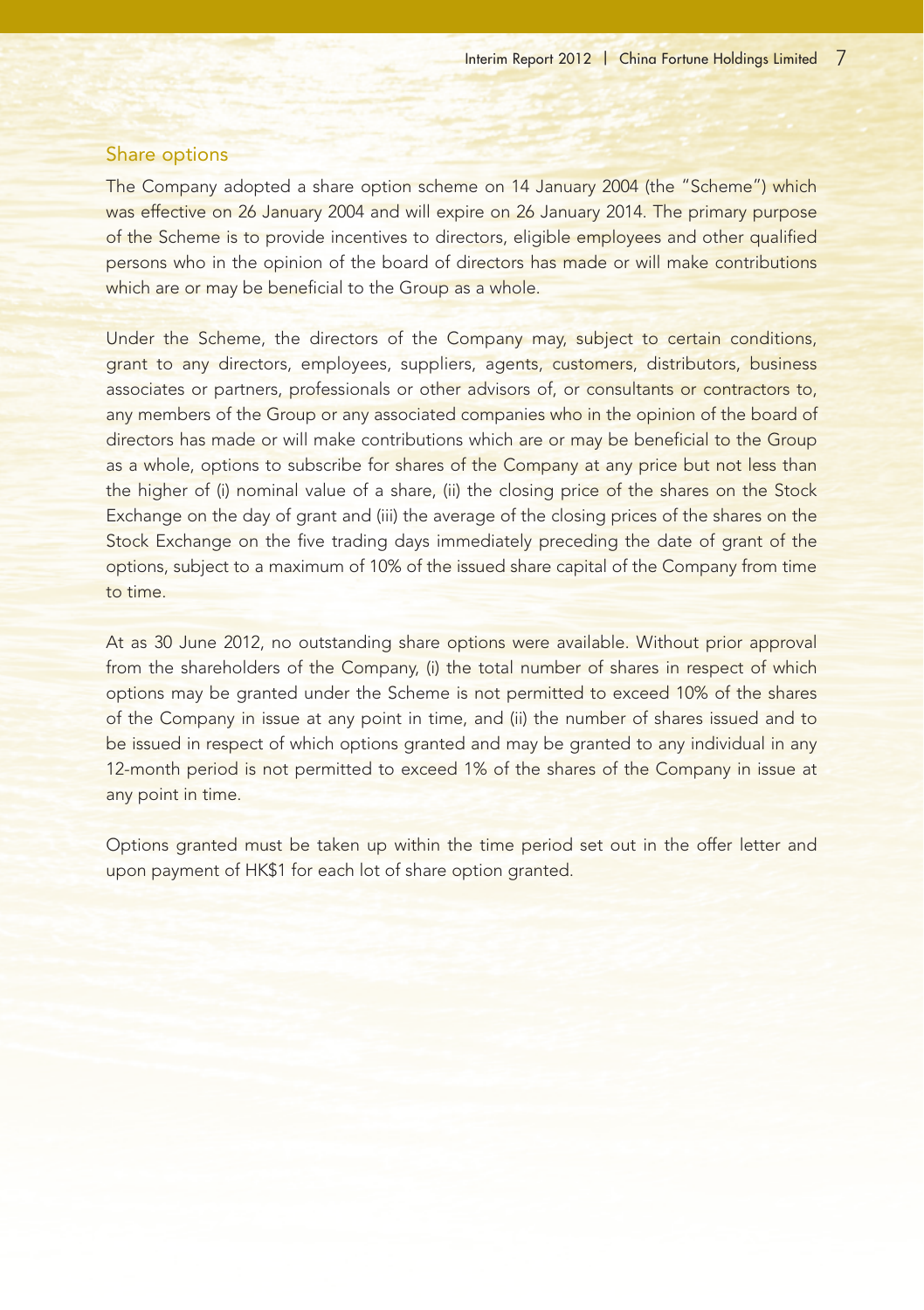## Share options

The Company adopted a share option scheme on 14 January 2004 (the "Scheme") which was effective on 26 January 2004 and will expire on 26 January 2014. The primary purpose of the Scheme is to provide incentives to directors, eligible employees and other qualified persons who in the opinion of the board of directors has made or will make contributions which are or may be beneficial to the Group as a whole.

Under the Scheme, the directors of the Company may, subject to certain conditions, grant to any directors, employees, suppliers, agents, customers, distributors, business associates or partners, professionals or other advisors of, or consultants or contractors to, any members of the Group or any associated companies who in the opinion of the board of directors has made or will make contributions which are or may be beneficial to the Group as a whole, options to subscribe for shares of the Company at any price but not less than the higher of (i) nominal value of a share, (ii) the closing price of the shares on the Stock Exchange on the day of grant and (iii) the average of the closing prices of the shares on the Stock Exchange on the five trading days immediately preceding the date of grant of the options, subject to a maximum of 10% of the issued share capital of the Company from time to time.

At as 30 June 2012, no outstanding share options were available. Without prior approval from the shareholders of the Company, (i) the total number of shares in respect of which options may be granted under the Scheme is not permitted to exceed 10% of the shares of the Company in issue at any point in time, and (ii) the number of shares issued and to be issued in respect of which options granted and may be granted to any individual in any 12-month period is not permitted to exceed 1% of the shares of the Company in issue at any point in time.

Options granted must be taken up within the time period set out in the offer letter and upon payment of HK$1 for each lot of share option granted.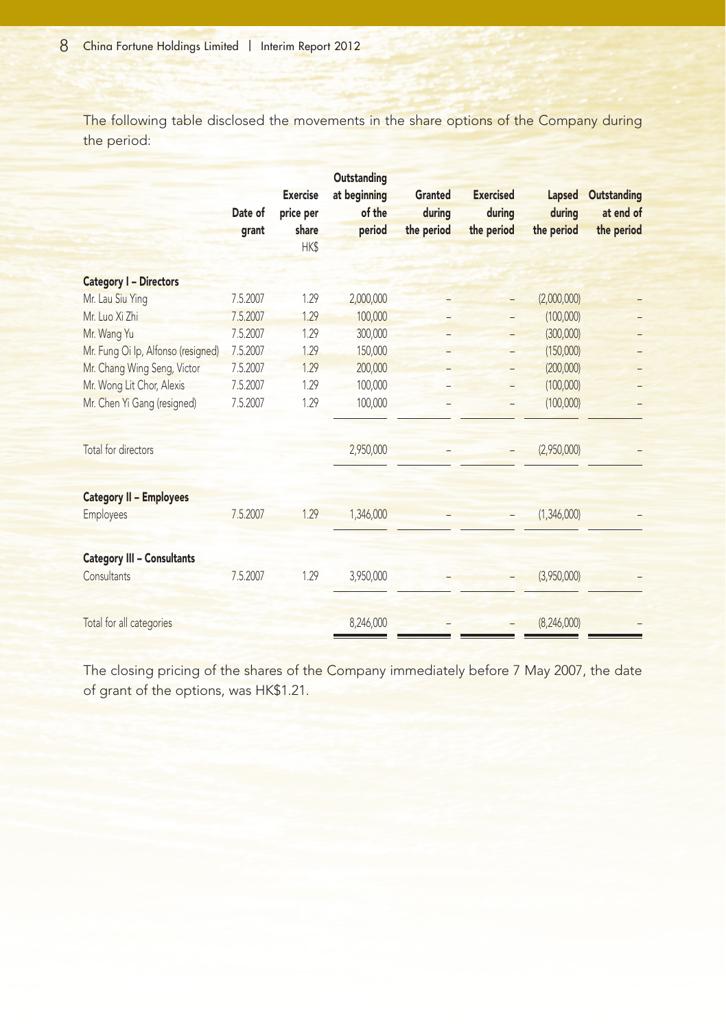The following table disclosed the movements in the share options of the Company during the period:

| | Date of grant | Exercise price per share HK$ | Outstanding at beginning of the period | Granted during the period | Exercised during the period | Lapsed during the period | Outstanding at end of the period |
|---|---|---|---|---|---|---|---|
| **Category I – Directors** | | | | | | | |
| Mr. Lau Siu Ying | 7.5.2007 | 1.29 | 2,000,000 | – | – | (2,000,000) | – |
| Mr. Luo Xi Zhi | 7.5.2007 | 1.29 | 100,000 | – | – | (100,000) | – |
| Mr. Wang Yu | 7.5.2007 | 1.29 | 300,000 | – | – | (300,000) | – |
| Mr. Fung Oi Ip, Alfonso (resigned) | 7.5.2007 | 1.29 | 150,000 | – | – | (150,000) | – |
| Mr. Chang Wing Seng, Victor | 7.5.2007 | 1.29 | 200,000 | – | – | (200,000) | – |
| Mr. Wong Lit Chor, Alexis | 7.5.2007 | 1.29 | 100,000 | – | – | (100,000) | – |
| Mr. Chen Yi Gang (resigned) | 7.5.2007 | 1.29 | 100,000 | – | – | (100,000) | – |
| Total for directors | | | 2,950,000 | – | – | (2,950,000) | – |
| **Category II – Employees** | | | | | | | |
| Employees | 7.5.2007 | 1.29 | 1,346,000 | – | – | (1,346,000) | – |
| **Category III – Consultants** | | | | | | | |
| Consultants | 7.5.2007 | 1.29 | 3,950,000 | – | – | (3,950,000) | – |
| Total for all categories | | | 8,246,000 | – | – | (8,246,000) | – |

The closing pricing of the shares of the Company immediately before 7 May 2007, the date of grant of the options, was HK$1.21.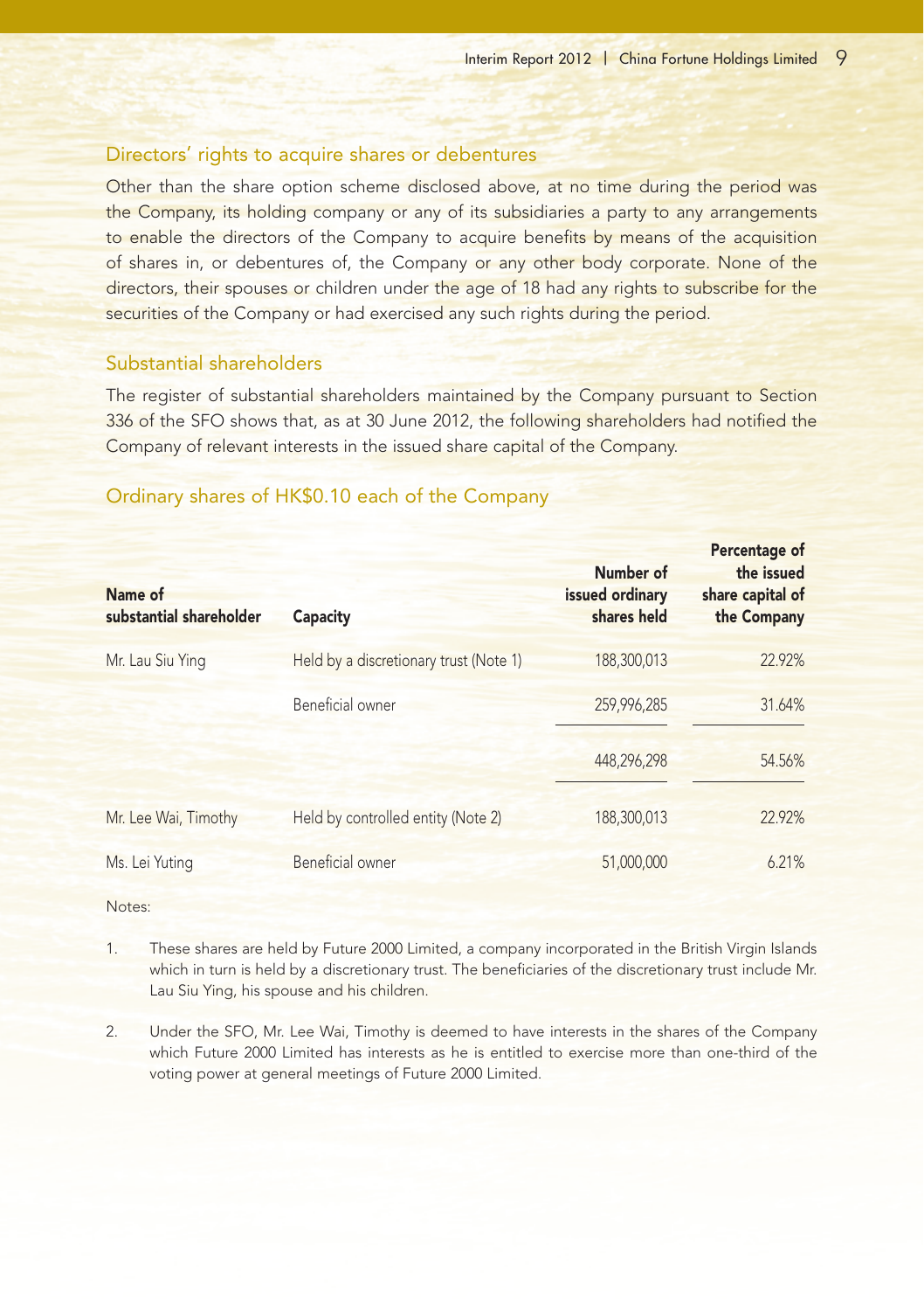## Directors' rights to acquire shares or debentures

Other than the share option scheme disclosed above, at no time during the period was the Company, its holding company or any of its subsidiaries a party to any arrangements to enable the directors of the Company to acquire benefits by means of the acquisition of shares in, or debentures of, the Company or any other body corporate. None of the directors, their spouses or children under the age of 18 had any rights to subscribe for the securities of the Company or had exercised any such rights during the period.

## Substantial shareholders

The register of substantial shareholders maintained by the Company pursuant to Section 336 of the SFO shows that, as at 30 June 2012, the following shareholders had notified the Company of relevant interests in the issued share capital of the Company.

### Ordinary shares of HK$0.10 each of the Company

| Name of substantial shareholder | Capacity | Number of issued ordinary shares held | Percentage of the issued share capital of the Company |
|---|---|---|---|
| Mr. Lau Siu Ying | Held by a discretionary trust (Note 1) | 188,300,013 | 22.92% |
| | Beneficial owner | 259,996,285 | 31.64% |
| | | 448,296,298 | 54.56% |
| Mr. Lee Wai, Timothy | Held by controlled entity (Note 2) | 188,300,013 | 22.92% |
| Ms. Lei Yuting | Beneficial owner | 51,000,000 | 6.21% |

Notes:

1. These shares are held by Future 2000 Limited, a company incorporated in the British Virgin Islands which in turn is held by a discretionary trust. The beneficiaries of the discretionary trust include Mr. Lau Siu Ying, his spouse and his children.

2. Under the SFO, Mr. Lee Wai, Timothy is deemed to have interests in the shares of the Company which Future 2000 Limited has interests as he is entitled to exercise more than one-third of the voting power at general meetings of Future 2000 Limited.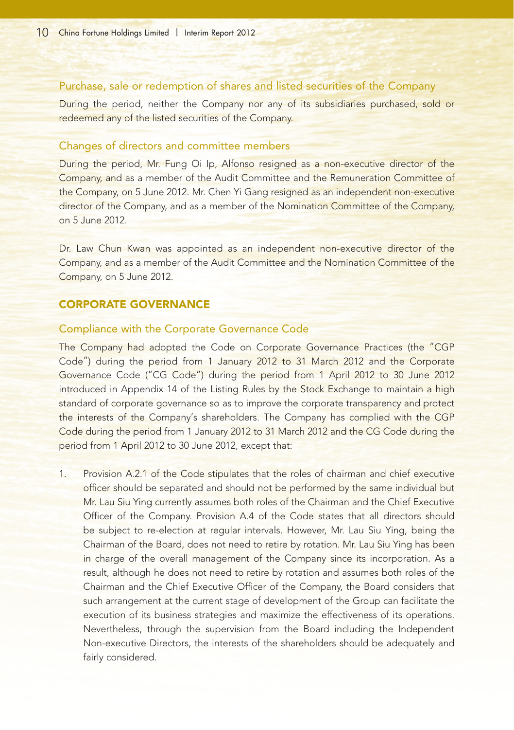### Purchase, sale or redemption of shares and listed securities of the Company

During the period, neither the Company nor any of its subsidiaries purchased, sold or redeemed any of the listed securities of the Company.

### Changes of directors and committee members

During the period, Mr. Fung Oi Ip, Alfonso resigned as a non-executive director of the Company, and as a member of the Audit Committee and the Remuneration Committee of the Company, on 5 June 2012. Mr. Chen Yi Gang resigned as an independent non-executive director of the Company, and as a member of the Nomination Committee of the Company, on 5 June 2012.

Dr. Law Chun Kwan was appointed as an independent non-executive director of the Company, and as a member of the Audit Committee and the Nomination Committee of the Company, on 5 June 2012.

## CORPORATE GOVERNANCE

### Compliance with the Corporate Governance Code

The Company had adopted the Code on Corporate Governance Practices (the "CGP Code") during the period from 1 January 2012 to 31 March 2012 and the Corporate Governance Code ("CG Code") during the period from 1 April 2012 to 30 June 2012 introduced in Appendix 14 of the Listing Rules by the Stock Exchange to maintain a high standard of corporate governance so as to improve the corporate transparency and protect the interests of the Company's shareholders. The Company has complied with the CGP Code during the period from 1 January 2012 to 31 March 2012 and the CG Code during the period from 1 April 2012 to 30 June 2012, except that:

1. Provision A.2.1 of the Code stipulates that the roles of chairman and chief executive officer should be separated and should not be performed by the same individual but Mr. Lau Siu Ying currently assumes both roles of the Chairman and the Chief Executive Officer of the Company. Provision A.4 of the Code states that all directors should be subject to re-election at regular intervals. However, Mr. Lau Siu Ying, being the Chairman of the Board, does not need to retire by rotation. Mr. Lau Siu Ying has been in charge of the overall management of the Company since its incorporation. As a result, although he does not need to retire by rotation and assumes both roles of the Chairman and the Chief Executive Officer of the Company, the Board considers that such arrangement at the current stage of development of the Group can facilitate the execution of its business strategies and maximize the effectiveness of its operations. Nevertheless, through the supervision from the Board including the Independent Non-executive Directors, the interests of the shareholders should be adequately and fairly considered.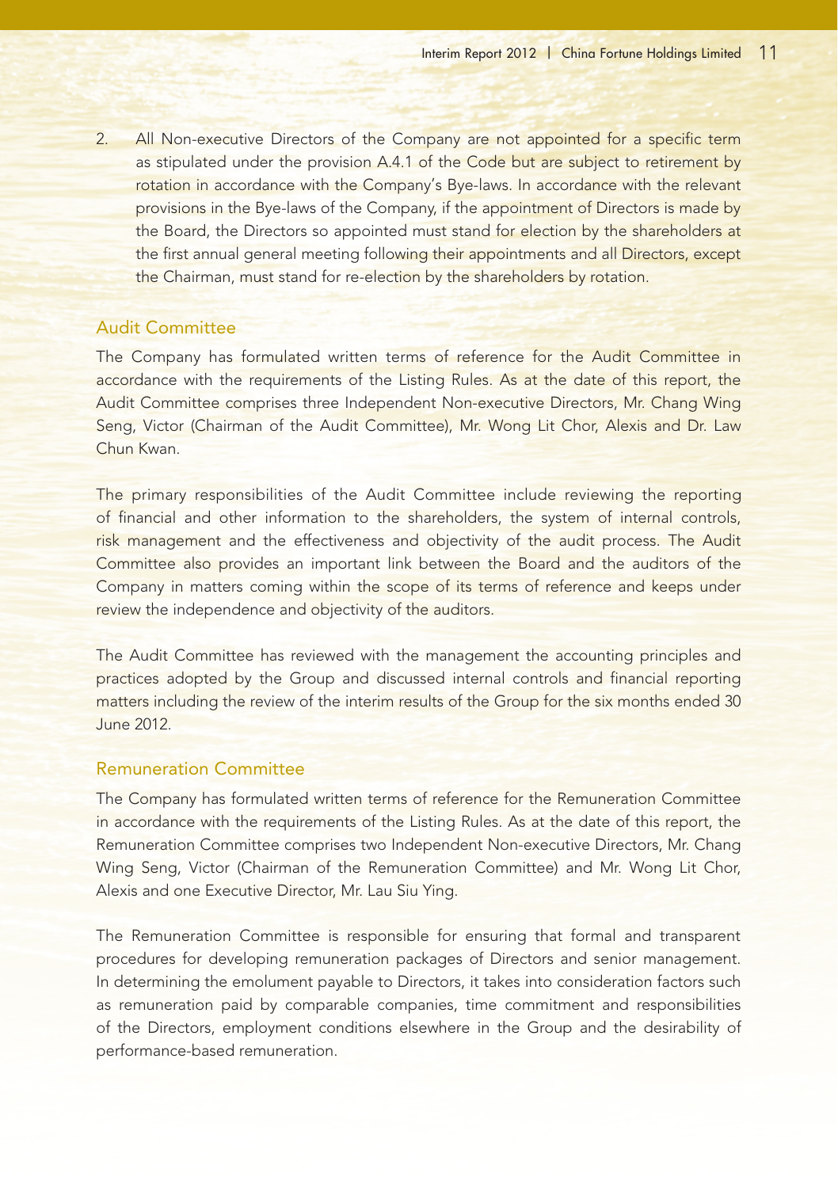2. All Non-executive Directors of the Company are not appointed for a specific term as stipulated under the provision A.4.1 of the Code but are subject to retirement by rotation in accordance with the Company's Bye-laws. In accordance with the relevant provisions in the Bye-laws of the Company, if the appointment of Directors is made by the Board, the Directors so appointed must stand for election by the shareholders at the first annual general meeting following their appointments and all Directors, except the Chairman, must stand for re-election by the shareholders by rotation.

## Audit Committee

The Company has formulated written terms of reference for the Audit Committee in accordance with the requirements of the Listing Rules. As at the date of this report, the Audit Committee comprises three Independent Non-executive Directors, Mr. Chang Wing Seng, Victor (Chairman of the Audit Committee), Mr. Wong Lit Chor, Alexis and Dr. Law Chun Kwan.

The primary responsibilities of the Audit Committee include reviewing the reporting of financial and other information to the shareholders, the system of internal controls, risk management and the effectiveness and objectivity of the audit process. The Audit Committee also provides an important link between the Board and the auditors of the Company in matters coming within the scope of its terms of reference and keeps under review the independence and objectivity of the auditors.

The Audit Committee has reviewed with the management the accounting principles and practices adopted by the Group and discussed internal controls and financial reporting matters including the review of the interim results of the Group for the six months ended 30 June 2012.

## Remuneration Committee

The Company has formulated written terms of reference for the Remuneration Committee in accordance with the requirements of the Listing Rules. As at the date of this report, the Remuneration Committee comprises two Independent Non-executive Directors, Mr. Chang Wing Seng, Victor (Chairman of the Remuneration Committee) and Mr. Wong Lit Chor, Alexis and one Executive Director, Mr. Lau Siu Ying.

The Remuneration Committee is responsible for ensuring that formal and transparent procedures for developing remuneration packages of Directors and senior management. In determining the emolument payable to Directors, it takes into consideration factors such as remuneration paid by comparable companies, time commitment and responsibilities of the Directors, employment conditions elsewhere in the Group and the desirability of performance-based remuneration.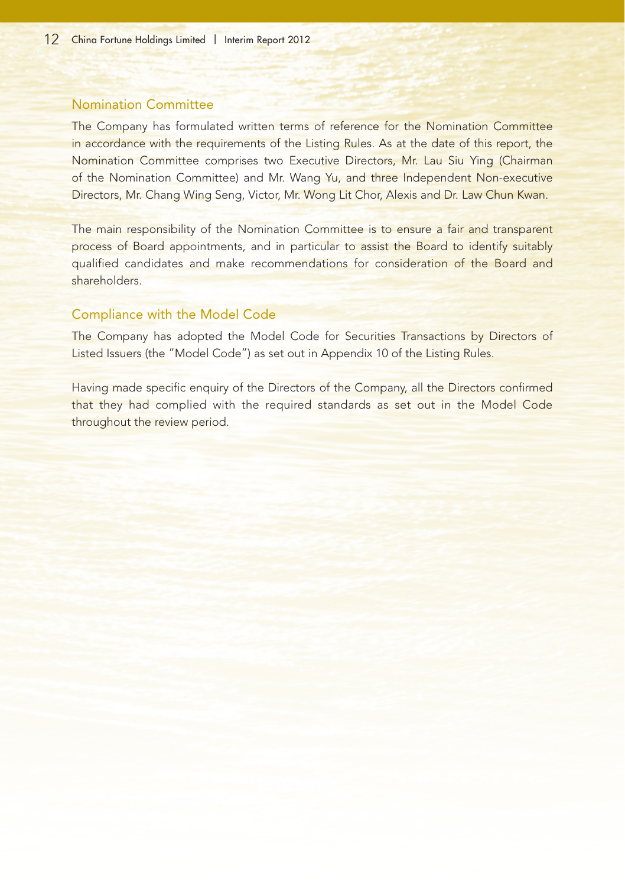## Nomination Committee

The Company has formulated written terms of reference for the Nomination Committee in accordance with the requirements of the Listing Rules. As at the date of this report, the Nomination Committee comprises two Executive Directors, Mr. Lau Siu Ying (Chairman of the Nomination Committee) and Mr. Wang Yu, and three Independent Non-executive Directors, Mr. Chang Wing Seng, Victor, Mr. Wong Lit Chor, Alexis and Dr. Law Chun Kwan.

The main responsibility of the Nomination Committee is to ensure a fair and transparent process of Board appointments, and in particular to assist the Board to identify suitably qualified candidates and make recommendations for consideration of the Board and shareholders.

## Compliance with the Model Code

The Company has adopted the Model Code for Securities Transactions by Directors of Listed Issuers (the "Model Code") as set out in Appendix 10 of the Listing Rules.

Having made specific enquiry of the Directors of the Company, all the Directors confirmed that they had complied with the required standards as set out in the Model Code throughout the review period.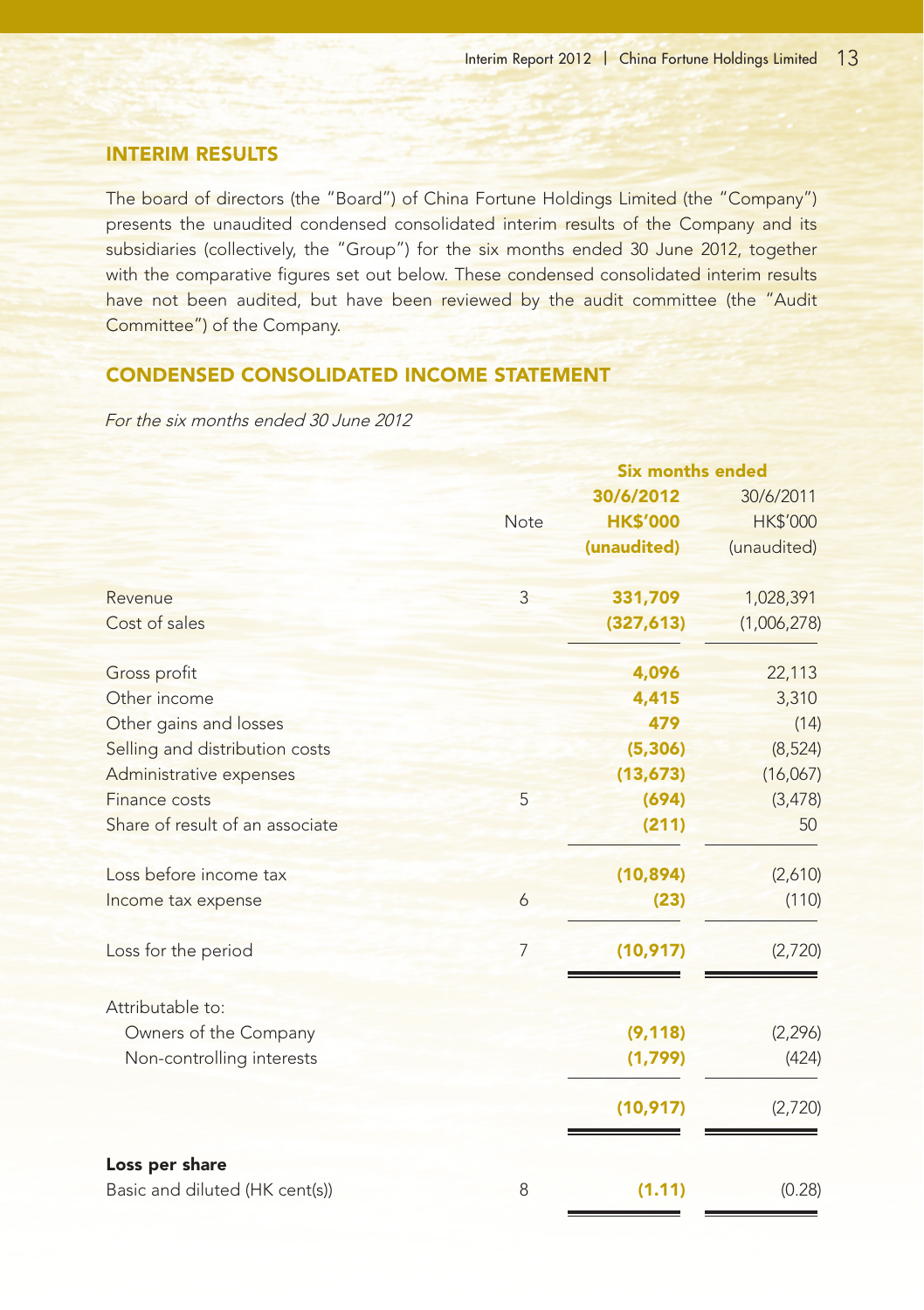## INTERIM RESULTS

The board of directors (the "Board") of China Fortune Holdings Limited (the "Company") presents the unaudited condensed consolidated interim results of the Company and its subsidiaries (collectively, the "Group") for the six months ended 30 June 2012, together with the comparative figures set out below. These condensed consolidated interim results have not been audited, but have been reviewed by the audit committee (the "Audit Committee") of the Company.

## CONDENSED CONSOLIDATED INCOME STATEMENT

*For the six months ended 30 June 2012*

| | Note | **Six months ended** | |
|---|---|---|---|
| | | **30/6/2012** | 30/6/2011 |
| | | **HK$'000** | HK$'000 |
| | | **(unaudited)** | (unaudited) |
| Revenue | 3 | **331,709** | 1,028,391 |
| Cost of sales | | **(327,613)** | (1,006,278) |
| Gross profit | | **4,096** | 22,113 |
| Other income | | **4,415** | 3,310 |
| Other gains and losses | | **479** | (14) |
| Selling and distribution costs | | **(5,306)** | (8,524) |
| Administrative expenses | | **(13,673)** | (16,067) |
| Finance costs | 5 | **(694)** | (3,478) |
| Share of result of an associate | | **(211)** | 50 |
| Loss before income tax | | **(10,894)** | (2,610) |
| Income tax expense | 6 | **(23)** | (110) |
| Loss for the period | 7 | **(10,917)** | (2,720) |
| Attributable to: | | | |
| Owners of the Company | | **(9,118)** | (2,296) |
| Non-controlling interests | | **(1,799)** | (424) |
| | | **(10,917)** | (2,720) |
| **Loss per share** | | | |
| Basic and diluted (HK cent(s)) | 8 | **(1.11)** | (0.28) |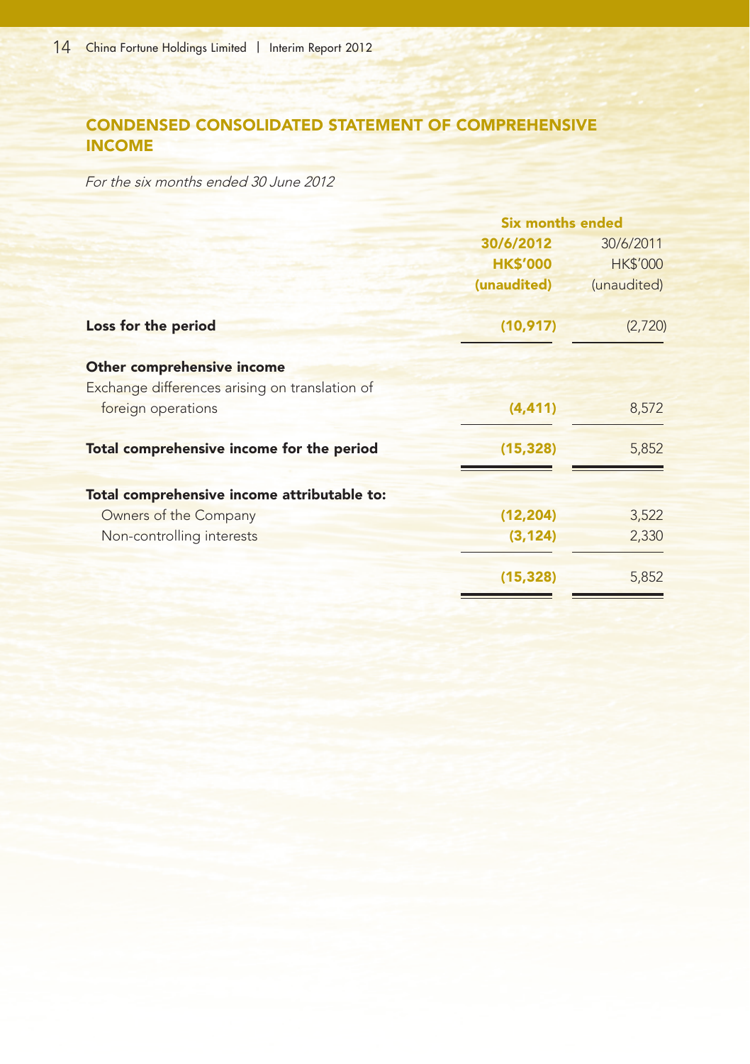## CONDENSED CONSOLIDATED STATEMENT OF COMPREHENSIVE INCOME

*For the six months ended 30 June 2012*

| | Six months ended | |
|---|---|---|
| | **30/6/2012** | 30/6/2011 |
| | **HK$'000** | HK$'000 |
| | **(unaudited)** | (unaudited) |
| **Loss for the period** | **(10,917)** | (2,720) |
| **Other comprehensive income** | | |
| Exchange differences arising on translation of foreign operations | **(4,411)** | 8,572 |
| **Total comprehensive income for the period** | **(15,328)** | 5,852 |
| **Total comprehensive income attributable to:** | | |
| Owners of the Company | **(12,204)** | 3,522 |
| Non-controlling interests | **(3,124)** | 2,330 |
| | **(15,328)** | 5,852 |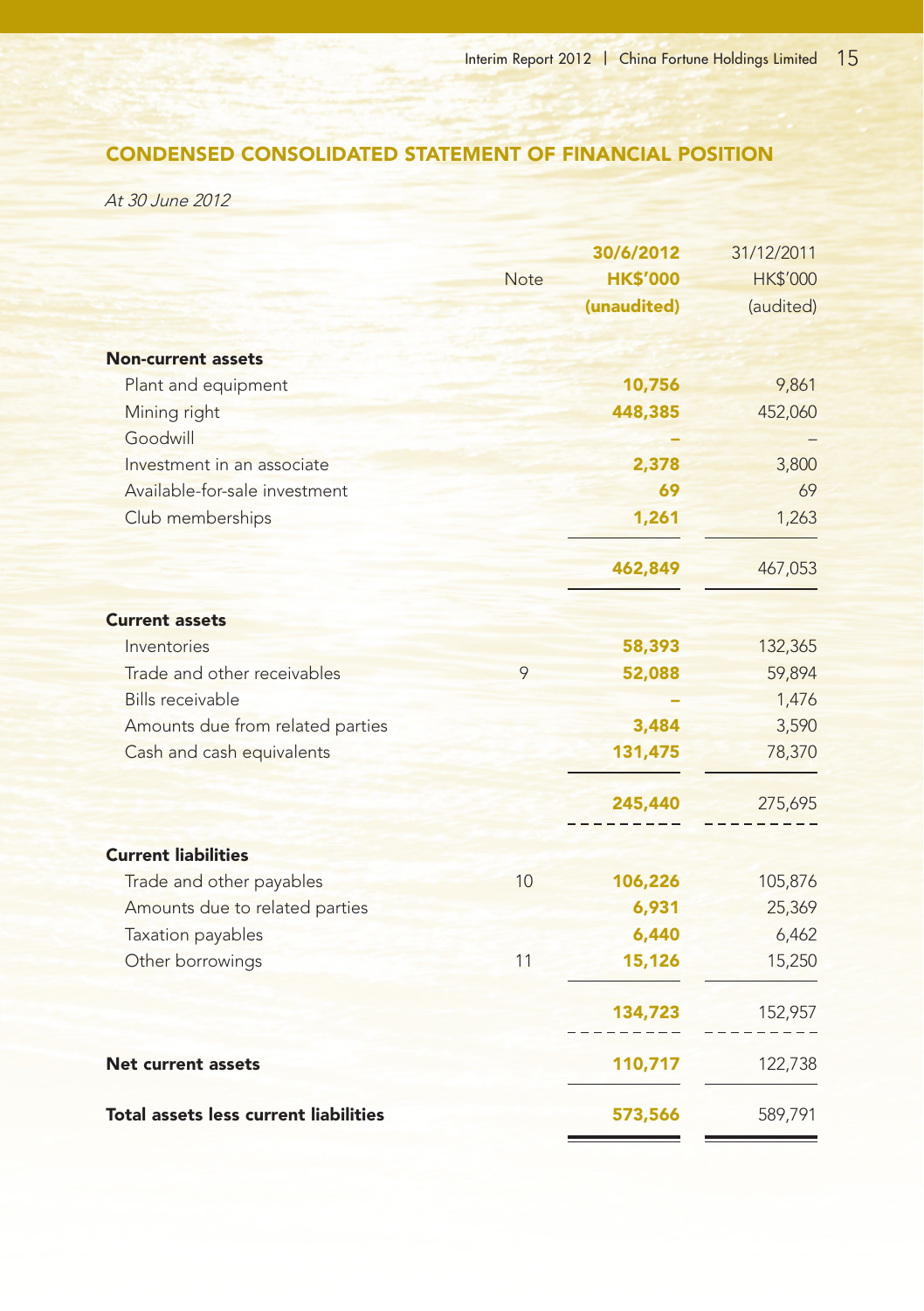## CONDENSED CONSOLIDATED STATEMENT OF FINANCIAL POSITION

*At 30 June 2012*

| | Note | 30/6/2012<br>HK$'000<br>(unaudited) | 31/12/2011<br>HK$'000<br>(audited) |
|---|---|---|---|
| **Non-current assets** | | | |
| Plant and equipment | | **10,756** | 9,861 |
| Mining right | | **448,385** | 452,060 |
| Goodwill | | **–** | – |
| Investment in an associate | | **2,378** | 3,800 |
| Available-for-sale investment | | **69** | 69 |
| Club memberships | | **1,261** | 1,263 |
| | | **462,849** | 467,053 |
| **Current assets** | | | |
| Inventories | | **58,393** | 132,365 |
| Trade and other receivables | 9 | **52,088** | 59,894 |
| Bills receivable | | **–** | 1,476 |
| Amounts due from related parties | | **3,484** | 3,590 |
| Cash and cash equivalents | | **131,475** | 78,370 |
| | | **245,440** | 275,695 |
| **Current liabilities** | | | |
| Trade and other payables | 10 | **106,226** | 105,876 |
| Amounts due to related parties | | **6,931** | 25,369 |
| Taxation payables | | **6,440** | 6,462 |
| Other borrowings | 11 | **15,126** | 15,250 |
| | | **134,723** | 152,957 |
| **Net current assets** | | **110,717** | 122,738 |
| **Total assets less current liabilities** | | **573,566** | 589,791 |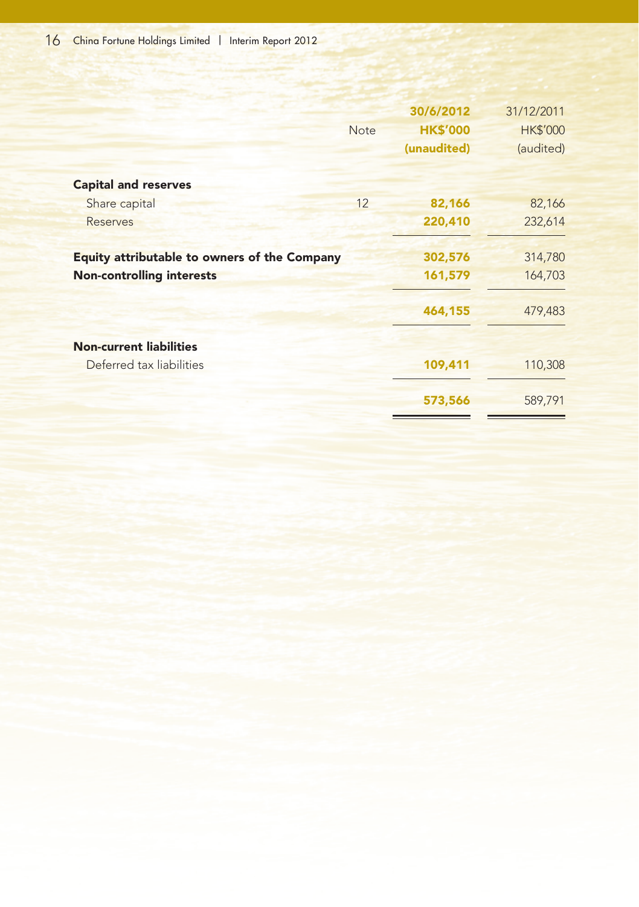| | Note | 30/6/2012<br>HK$'000<br>(unaudited) | 31/12/2011<br>HK$'000<br>(audited) |
|---|---|---|---|
| **Capital and reserves** | | | |
| Share capital | 12 | **82,166** | 82,166 |
| Reserves | | **220,410** | 232,614 |
| **Equity attributable to owners of the Company** | | **302,576** | 314,780 |
| **Non-controlling interests** | | **161,579** | 164,703 |
| | | **464,155** | 479,483 |
| **Non-current liabilities** | | | |
| Deferred tax liabilities | | **109,411** | 110,308 |
| | | **573,566** | 589,791 |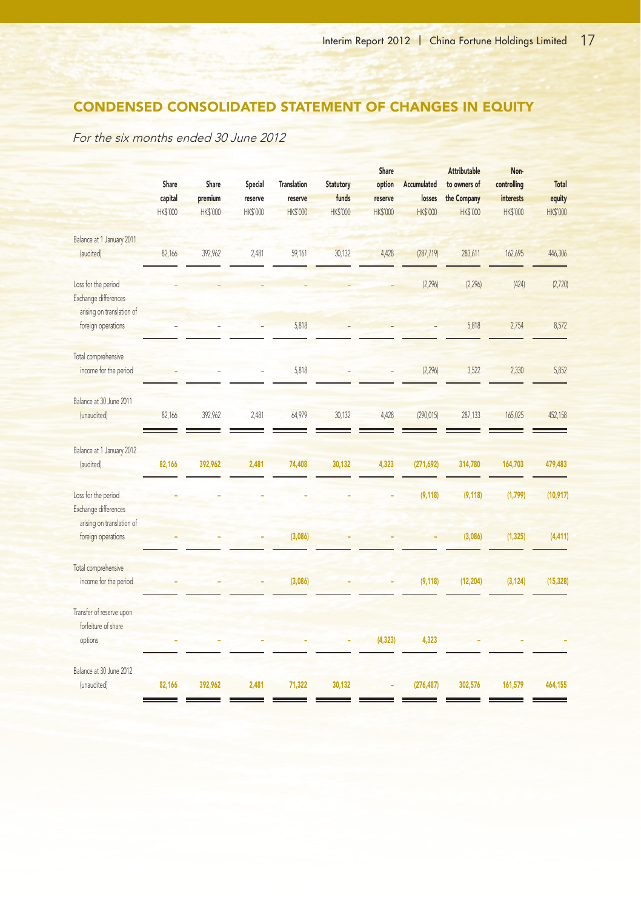## CONDENSED CONSOLIDATED STATEMENT OF CHANGES IN EQUITY

*For the six months ended 30 June 2012*

| | Share capital HK$'000 | Share premium HK$'000 | Special reserve HK$'000 | Translation reserve HK$'000 | Statutory funds HK$'000 | Share option reserve HK$'000 | Accumulated losses HK$'000 | Attributable to owners of the Company HK$'000 | Non-controlling interests HK$'000 | Total equity HK$'000 |
|---|---|---|---|---|---|---|---|---|---|---|
| Balance at 1 January 2011 (audited) | 82,166 | 392,962 | 2,481 | 59,161 | 30,132 | 4,428 | (287,719) | 283,611 | 162,695 | 446,306 |
| Loss for the period | – | – | – | – | – | – | (2,296) | (2,296) | (424) | (2,720) |
| Exchange differences arising on translation of foreign operations | – | – | – | 5,818 | – | – | – | 5,818 | 2,754 | 8,572 |
| Total comprehensive income for the period | – | – | – | 5,818 | – | – | (2,296) | 3,522 | 2,330 | 5,852 |
| Balance at 30 June 2011 (unaudited) | 82,166 | 392,962 | 2,481 | 64,979 | 30,132 | 4,428 | (290,015) | 287,133 | 165,025 | 452,158 |
| **Balance at 1 January 2012 (audited)** | **82,166** | **392,962** | **2,481** | **74,408** | **30,132** | **4,323** | **(271,692)** | **314,780** | **164,703** | **479,483** |
| Loss for the period | – | – | – | – | – | – | **(9,118)** | **(9,118)** | **(1,799)** | **(10,917)** |
| Exchange differences arising on translation of foreign operations | – | – | – | **(3,086)** | – | – | – | **(3,086)** | **(1,325)** | **(4,411)** |
| Total comprehensive income for the period | – | – | – | **(3,086)** | – | – | **(9,118)** | **(12,204)** | **(3,124)** | **(15,328)** |
| Transfer of reserve upon forfeiture of share options | – | – | – | – | – | **(4,323)** | **4,323** | – | – | – |
| Balance at 30 June 2012 (unaudited) | **82,166** | **392,962** | **2,481** | **71,322** | **30,132** | – | **(276,487)** | **302,576** | **161,579** | **464,155** |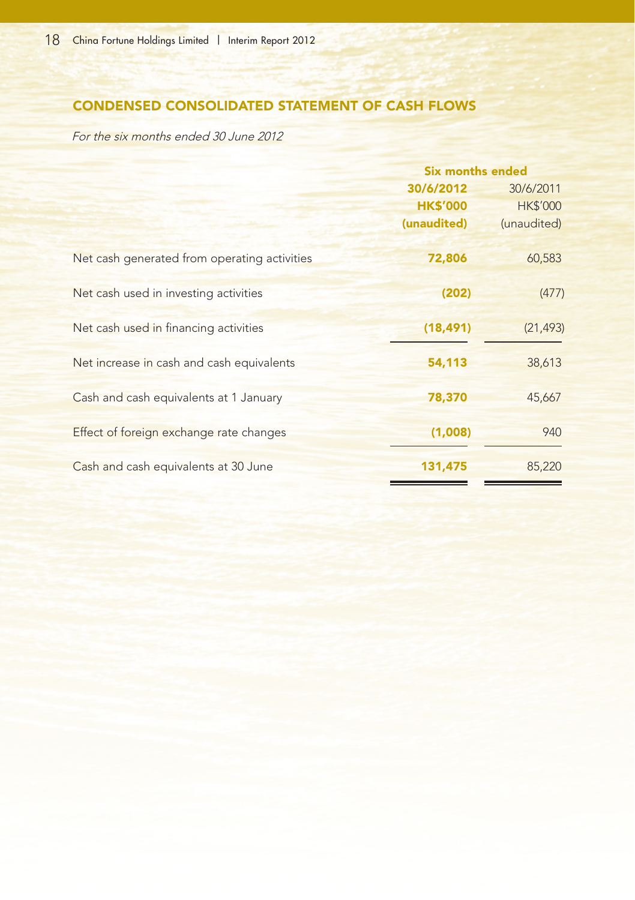## CONDENSED CONSOLIDATED STATEMENT OF CASH FLOWS

*For the six months ended 30 June 2012*

| | Six months ended | |
|---|---|---|
| | **30/6/2012** | 30/6/2011 |
| | **HK$'000** | HK$'000 |
| | **(unaudited)** | (unaudited) |
| Net cash generated from operating activities | **72,806** | 60,583 |
| Net cash used in investing activities | **(202)** | (477) |
| Net cash used in financing activities | **(18,491)** | (21,493) |
| Net increase in cash and cash equivalents | **54,113** | 38,613 |
| Cash and cash equivalents at 1 January | **78,370** | 45,667 |
| Effect of foreign exchange rate changes | **(1,008)** | 940 |
| Cash and cash equivalents at 30 June | **131,475** | 85,220 |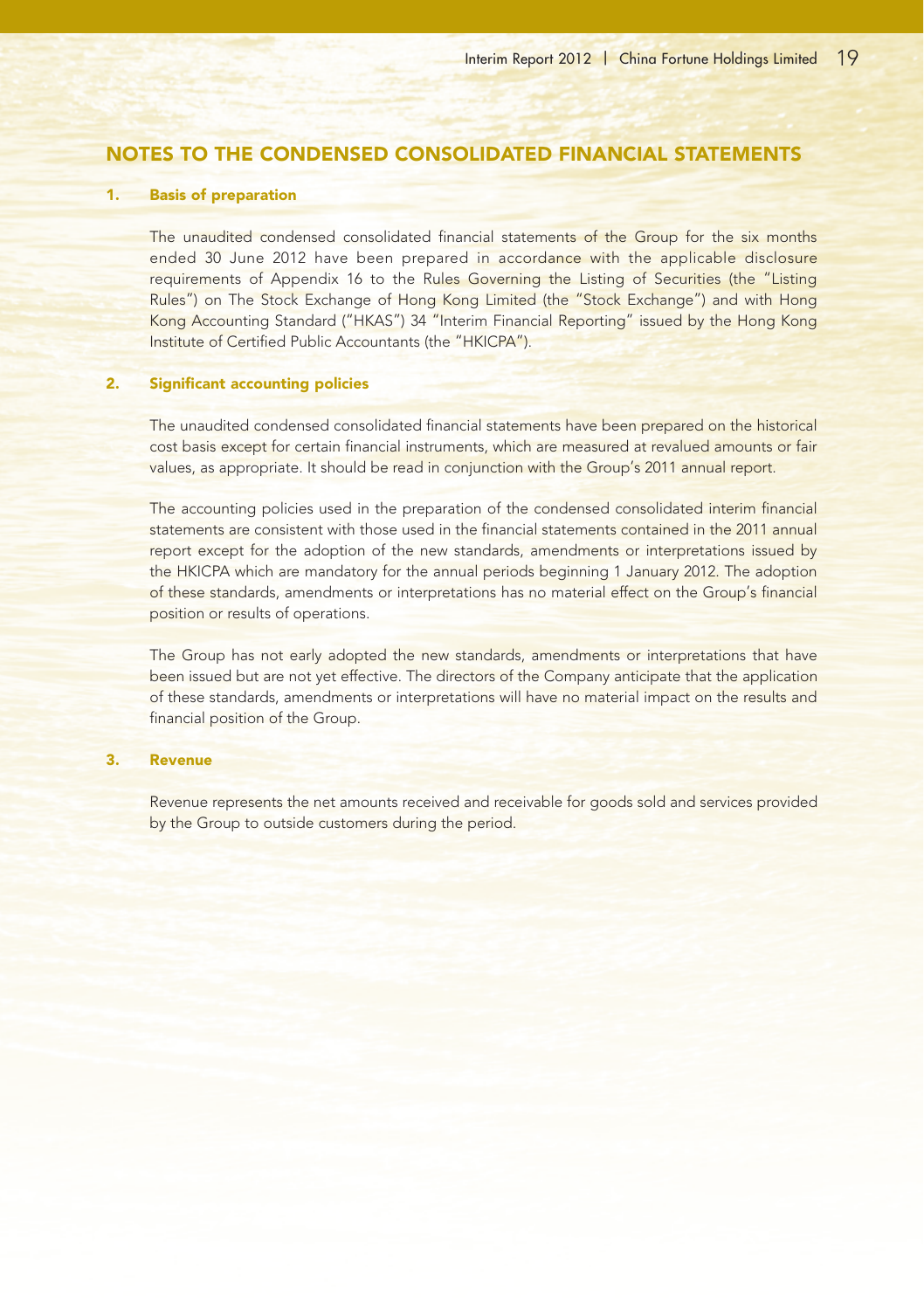## NOTES TO THE CONDENSED CONSOLIDATED FINANCIAL STATEMENTS

### 1. Basis of preparation

The unaudited condensed consolidated financial statements of the Group for the six months ended 30 June 2012 have been prepared in accordance with the applicable disclosure requirements of Appendix 16 to the Rules Governing the Listing of Securities (the "Listing Rules") on The Stock Exchange of Hong Kong Limited (the "Stock Exchange") and with Hong Kong Accounting Standard ("HKAS") 34 "Interim Financial Reporting" issued by the Hong Kong Institute of Certified Public Accountants (the "HKICPA").

### 2. Significant accounting policies

The unaudited condensed consolidated financial statements have been prepared on the historical cost basis except for certain financial instruments, which are measured at revalued amounts or fair values, as appropriate. It should be read in conjunction with the Group's 2011 annual report.

The accounting policies used in the preparation of the condensed consolidated interim financial statements are consistent with those used in the financial statements contained in the 2011 annual report except for the adoption of the new standards, amendments or interpretations issued by the HKICPA which are mandatory for the annual periods beginning 1 January 2012. The adoption of these standards, amendments or interpretations has no material effect on the Group's financial position or results of operations.

The Group has not early adopted the new standards, amendments or interpretations that have been issued but are not yet effective. The directors of the Company anticipate that the application of these standards, amendments or interpretations will have no material impact on the results and financial position of the Group.

### 3. Revenue

Revenue represents the net amounts received and receivable for goods sold and services provided by the Group to outside customers during the period.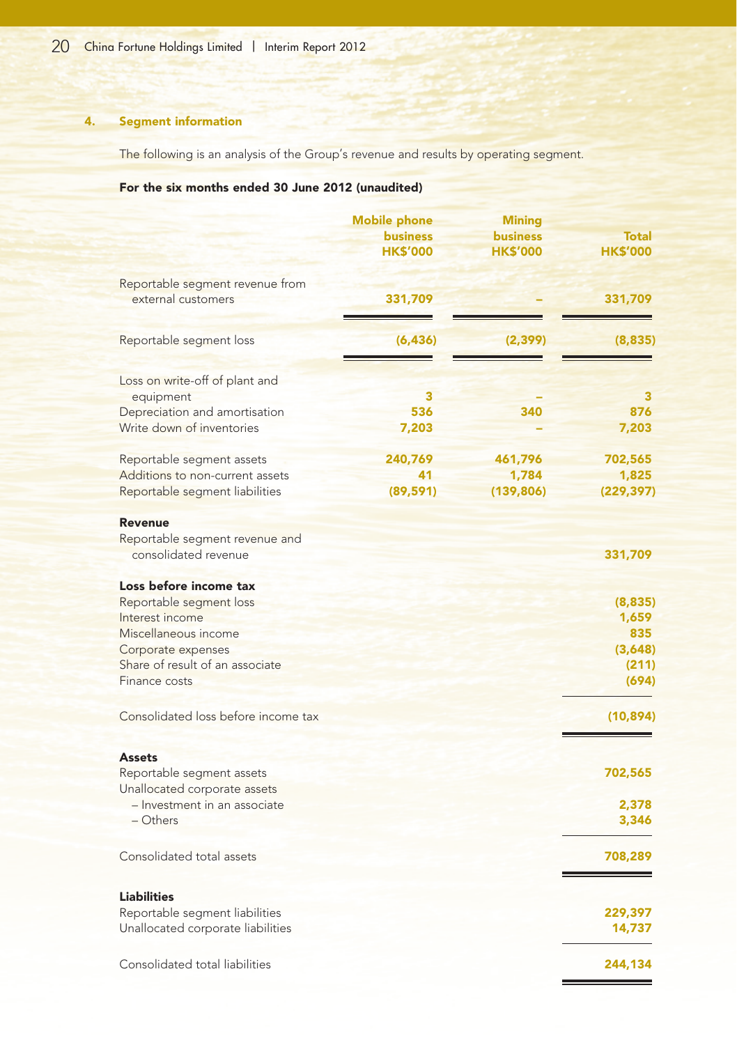## 4. Segment information

The following is an analysis of the Group's revenue and results by operating segment.

**For the six months ended 30 June 2012 (unaudited)**

| | Mobile phone business HK$'000 | Mining business HK$'000 | Total HK$'000 |
|---|---|---|---|
| Reportable segment revenue from external customers | 331,709 | – | 331,709 |
| Reportable segment loss | (6,436) | (2,399) | (8,835) |
| Loss on write-off of plant and equipment | 3 | – | 3 |
| Depreciation and amortisation | 536 | 340 | 876 |
| Write down of inventories | 7,203 | – | 7,203 |
| Reportable segment assets | 240,769 | 461,796 | 702,565 |
| Additions to non-current assets | 41 | 1,784 | 1,825 |
| Reportable segment liabilities | (89,591) | (139,806) | (229,397) |
| **Revenue** | | | |
| Reportable segment revenue and consolidated revenue | | | 331,709 |
| **Loss before income tax** | | | |
| Reportable segment loss | | | (8,835) |
| Interest income | | | 1,659 |
| Miscellaneous income | | | 835 |
| Corporate expenses | | | (3,648) |
| Share of result of an associate | | | (211) |
| Finance costs | | | (694) |
| Consolidated loss before income tax | | | (10,894) |
| **Assets** | | | |
| Reportable segment assets | | | 702,565 |
| Unallocated corporate assets | | | |
| – Investment in an associate | | | 2,378 |
| – Others | | | 3,346 |
| Consolidated total assets | | | 708,289 |
| **Liabilities** | | | |
| Reportable segment liabilities | | | 229,397 |
| Unallocated corporate liabilities | | | 14,737 |
| Consolidated total liabilities | | | 244,134 |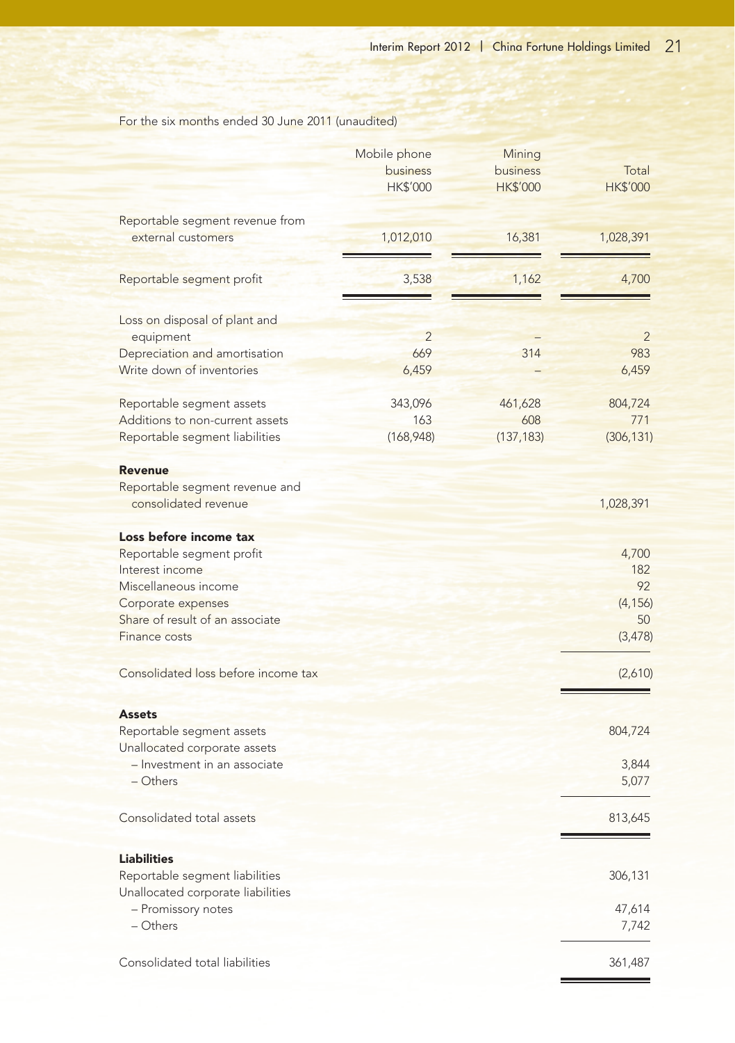For the six months ended 30 June 2011 (unaudited)

| | Mobile phone business HK$'000 | Mining business HK$'000 | Total HK$'000 |
|---|---|---|---|
| Reportable segment revenue from external customers | 1,012,010 | 16,381 | 1,028,391 |
| Reportable segment profit | 3,538 | 1,162 | 4,700 |
| Loss on disposal of plant and equipment | 2 | – | 2 |
| Depreciation and amortisation | 669 | 314 | 983 |
| Write down of inventories | 6,459 | – | 6,459 |
| Reportable segment assets | 343,096 | 461,628 | 804,724 |
| Additions to non-current assets | 163 | 608 | 771 |
| Reportable segment liabilities | (168,948) | (137,183) | (306,131) |

| | HK$'000 |
|---|---|
| **Revenue** | |
| Reportable segment revenue and consolidated revenue | 1,028,391 |
| **Loss before income tax** | |
| Reportable segment profit | 4,700 |
| Interest income | 182 |
| Miscellaneous income | 92 |
| Corporate expenses | (4,156) |
| Share of result of an associate | 50 |
| Finance costs | (3,478) |
| Consolidated loss before income tax | (2,610) |
| **Assets** | |
| Reportable segment assets | 804,724 |
| Unallocated corporate assets | |
| – Investment in an associate | 3,844 |
| – Others | 5,077 |
| Consolidated total assets | 813,645 |
| **Liabilities** | |
| Reportable segment liabilities | 306,131 |
| Unallocated corporate liabilities | |
| – Promissory notes | 47,614 |
| – Others | 7,742 |
| Consolidated total liabilities | 361,487 |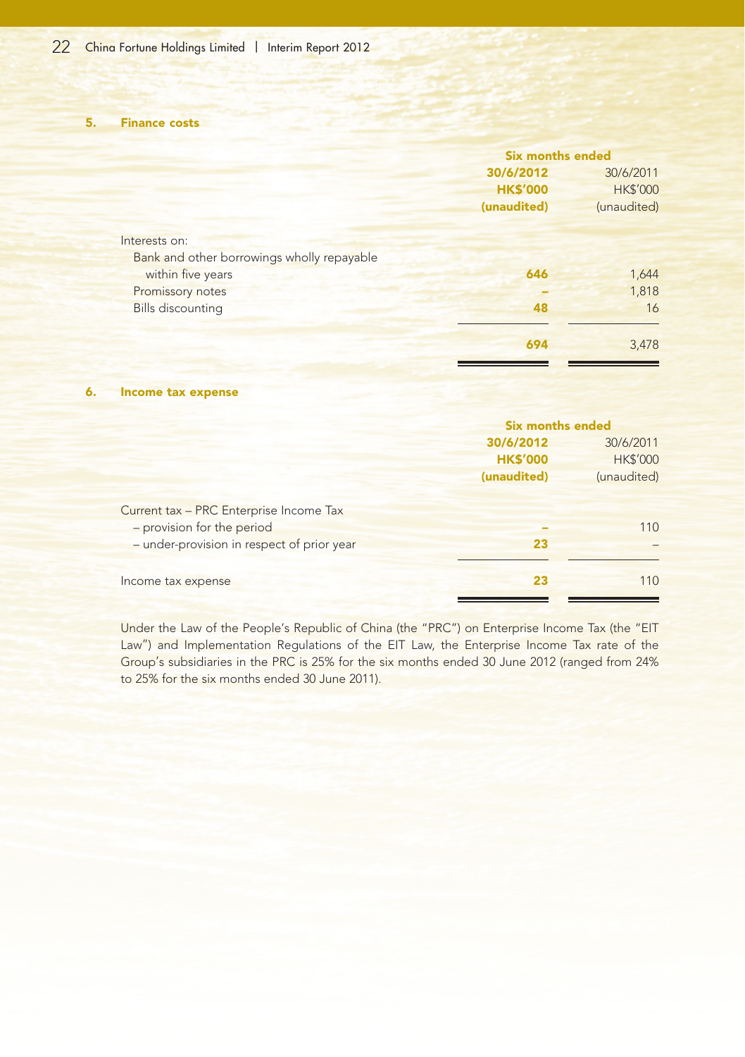## 5. Finance costs

| | Six months ended | |
|---|---|---|
| | **30/6/2012** | 30/6/2011 |
| | **HK$'000** | HK$'000 |
| | **(unaudited)** | (unaudited) |
| Interests on: | | |
| Bank and other borrowings wholly repayable within five years | **646** | 1,644 |
| Promissory notes | **–** | 1,818 |
| Bills discounting | **48** | 16 |
| | **694** | 3,478 |

## 6. Income tax expense

| | Six months ended | |
|---|---|---|
| | **30/6/2012** | 30/6/2011 |
| | **HK$'000** | HK$'000 |
| | **(unaudited)** | (unaudited) |
| Current tax – PRC Enterprise Income Tax | | |
| – provision for the period | **–** | 110 |
| – under-provision in respect of prior year | **23** | – |
| Income tax expense | **23** | 110 |

Under the Law of the People's Republic of China (the "PRC") on Enterprise Income Tax (the "EIT Law") and Implementation Regulations of the EIT Law, the Enterprise Income Tax rate of the Group's subsidiaries in the PRC is 25% for the six months ended 30 June 2012 (ranged from 24% to 25% for the six months ended 30 June 2011).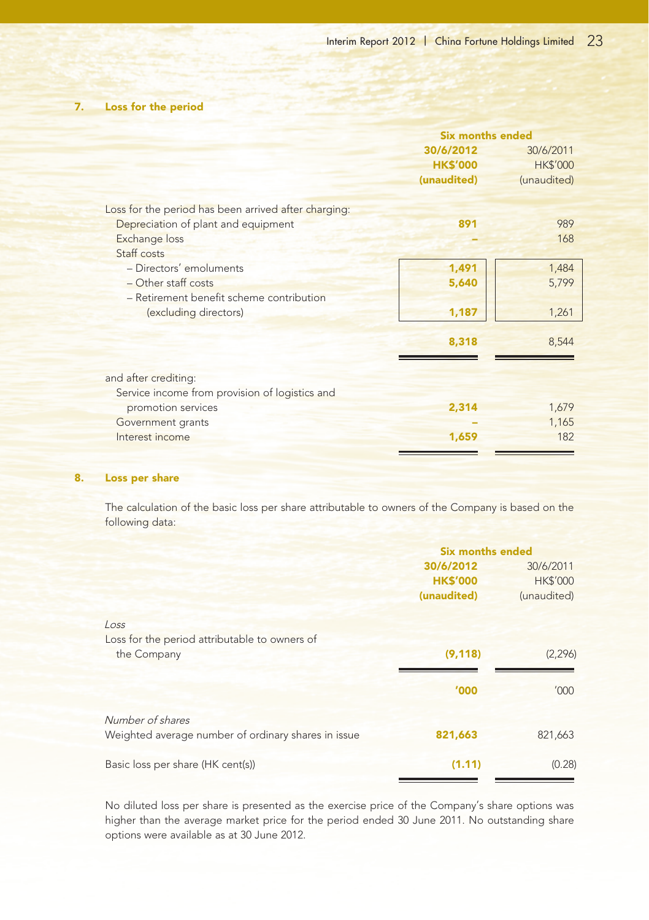## 7. Loss for the period

| | Six months ended | |
|---|---|---|
| | **30/6/2012** | 30/6/2011 |
| | **HK$'000** | HK$'000 |
| | **(unaudited)** | (unaudited) |
| Loss for the period has been arrived after charging: | | |
| Depreciation of plant and equipment | **891** | 989 |
| Exchange loss | **–** | 168 |
| Staff costs | | |
| – Directors' emoluments | **1,491** | 1,484 |
| – Other staff costs | **5,640** | 5,799 |
| – Retirement benefit scheme contribution (excluding directors) | **1,187** | 1,261 |
| | **8,318** | 8,544 |
| and after crediting: | | |
| Service income from provision of logistics and promotion services | **2,314** | 1,679 |
| Government grants | **–** | 1,165 |
| Interest income | **1,659** | 182 |

## 8. Loss per share

The calculation of the basic loss per share attributable to owners of the Company is based on the following data:

| | Six months ended | |
|---|---|---|
| | **30/6/2012** | 30/6/2011 |
| | **HK$'000** | HK$'000 |
| | **(unaudited)** | (unaudited) |
| *Loss* | | |
| Loss for the period attributable to owners of the Company | **(9,118)** | (2,296) |
| | **'000** | '000 |
| *Number of shares* | | |
| Weighted average number of ordinary shares in issue | **821,663** | 821,663 |
| Basic loss per share (HK cent(s)) | **(1.11)** | (0.28) |

No diluted loss per share is presented as the exercise price of the Company's share options was higher than the average market price for the period ended 30 June 2011. No outstanding share options were available as at 30 June 2012.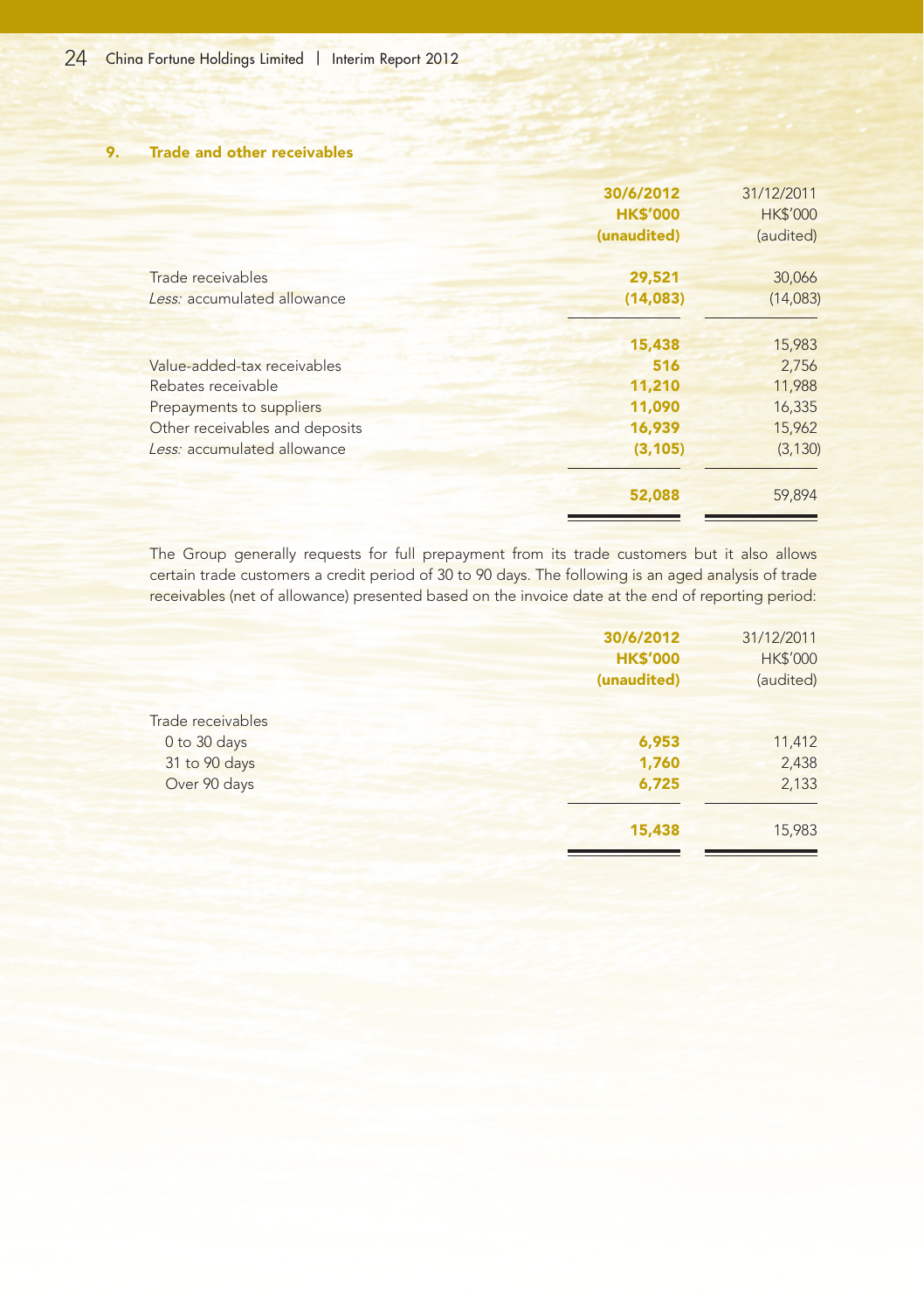## 9. Trade and other receivables

| | 30/6/2012 HK$'000 (unaudited) | 31/12/2011 HK$'000 (audited) |
|---|---|---|
| Trade receivables | 29,521 | 30,066 |
| *Less:* accumulated allowance | (14,083) | (14,083) |
| | 15,438 | 15,983 |
| Value-added-tax receivables | 516 | 2,756 |
| Rebates receivable | 11,210 | 11,988 |
| Prepayments to suppliers | 11,090 | 16,335 |
| Other receivables and deposits | 16,939 | 15,962 |
| *Less:* accumulated allowance | (3,105) | (3,130) |
| | 52,088 | 59,894 |

The Group generally requests for full prepayment from its trade customers but it also allows certain trade customers a credit period of 30 to 90 days. The following is an aged analysis of trade receivables (net of allowance) presented based on the invoice date at the end of reporting period:

| | 30/6/2012 HK$'000 (unaudited) | 31/12/2011 HK$'000 (audited) |
|---|---|---|
| Trade receivables | | |
| 0 to 30 days | 6,953 | 11,412 |
| 31 to 90 days | 1,760 | 2,438 |
| Over 90 days | 6,725 | 2,133 |
| | 15,438 | 15,983 |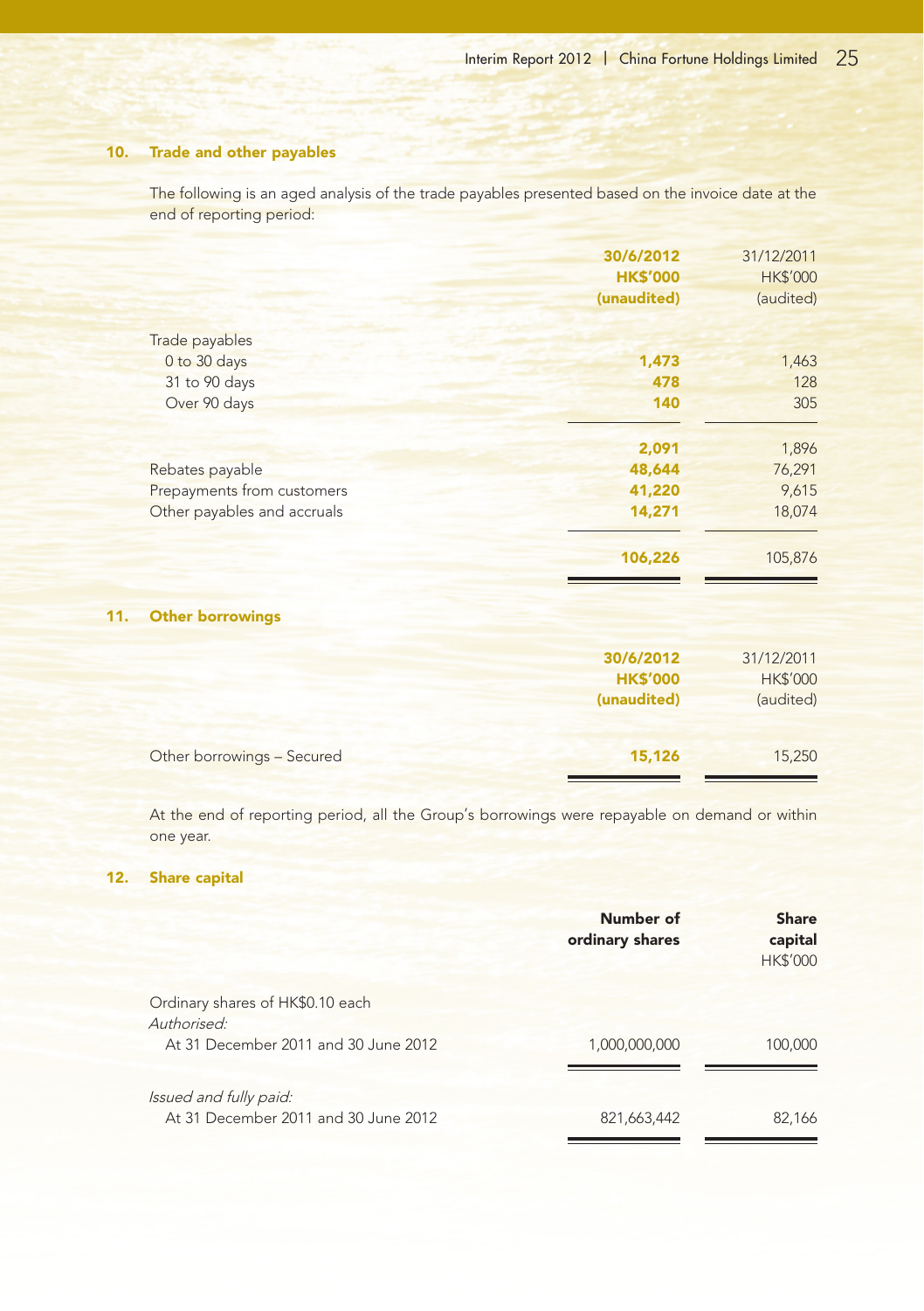## 10. Trade and other payables

The following is an aged analysis of the trade payables presented based on the invoice date at the end of reporting period:

| | 30/6/2012 HK$'000 (unaudited) | 31/12/2011 HK$'000 (audited) |
|---|---|---|
| Trade payables | | |
| 0 to 30 days | 1,473 | 1,463 |
| 31 to 90 days | 478 | 128 |
| Over 90 days | 140 | 305 |
| | 2,091 | 1,896 |
| Rebates payable | 48,644 | 76,291 |
| Prepayments from customers | 41,220 | 9,615 |
| Other payables and accruals | 14,271 | 18,074 |
| | 106,226 | 105,876 |

## 11. Other borrowings

| | 30/6/2012 HK$'000 (unaudited) | 31/12/2011 HK$'000 (audited) |
|---|---|---|
| Other borrowings – Secured | 15,126 | 15,250 |

At the end of reporting period, all the Group's borrowings were repayable on demand or within one year.

## 12. Share capital

| | Number of ordinary shares | Share capital HK$'000 |
|---|---|---|
| Ordinary shares of HK$0.10 each | | |
| *Authorised:* | | |
| At 31 December 2011 and 30 June 2012 | 1,000,000,000 | 100,000 |
| *Issued and fully paid:* | | |
| At 31 December 2011 and 30 June 2012 | 821,663,442 | 82,166 |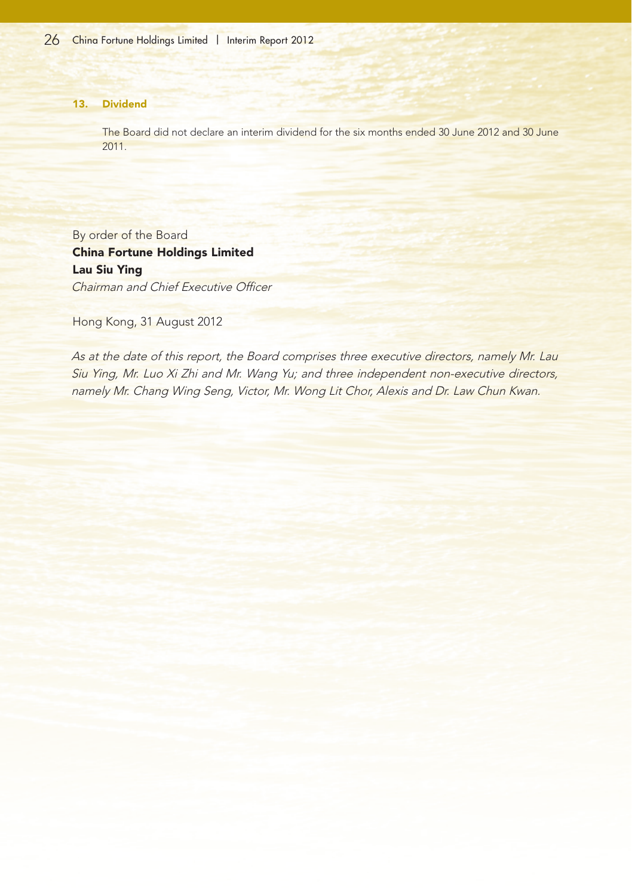### 13. Dividend

The Board did not declare an interim dividend for the six months ended 30 June 2012 and 30 June 2011.

By order of the Board
**China Fortune Holdings Limited**
**Lau Siu Ying**
*Chairman and Chief Executive Officer*

Hong Kong, 31 August 2012

*As at the date of this report, the Board comprises three executive directors, namely Mr. Lau Siu Ying, Mr. Luo Xi Zhi and Mr. Wang Yu; and three independent non-executive directors, namely Mr. Chang Wing Seng, Victor, Mr. Wong Lit Chor, Alexis and Dr. Law Chun Kwan.*